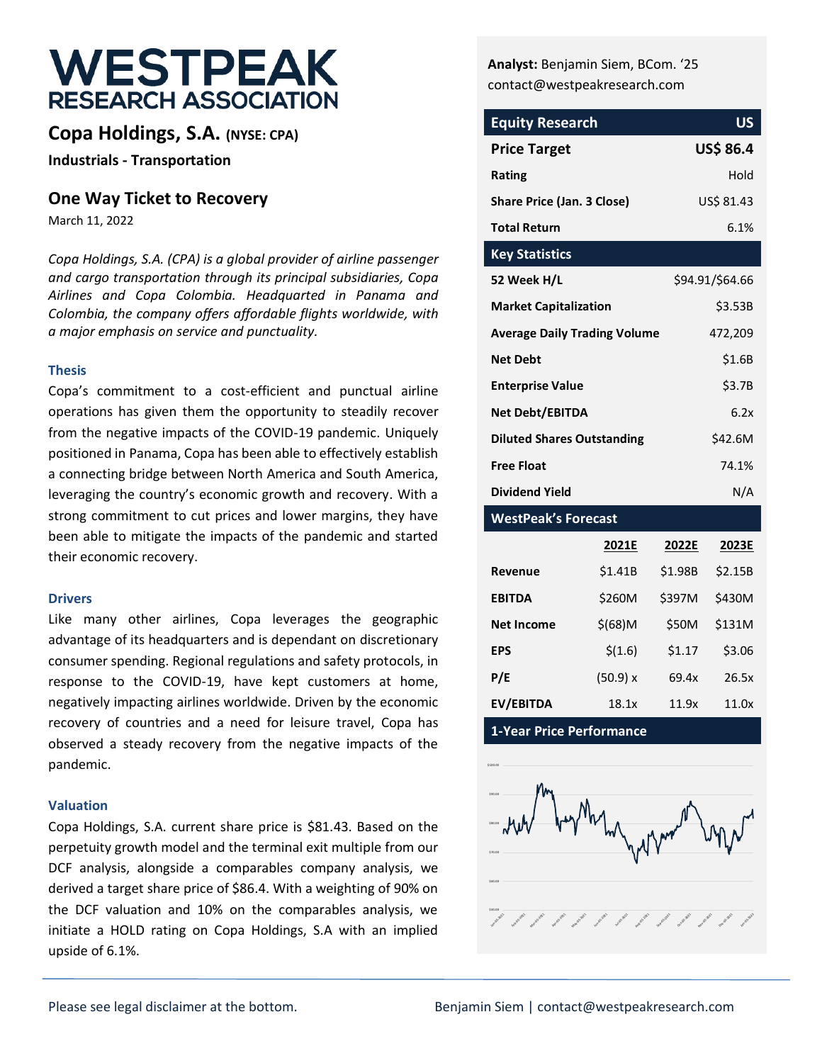# WESTPEAK
## RESEARCH ASSOCIATION

## Copa Holdings, S.A. (NYSE: CPA)

**Industrials - Transportation**

## One Way Ticket to Recovery

March 11, 2022

*Copa Holdings, S.A. (CPA) is a global provider of airline passenger and cargo transportation through its principal subsidiaries, Copa Airlines and Copa Colombia. Headquarted in Panama and Colombia, the company offers affordable flights worldwide, with a major emphasis on service and punctuality.*

### Thesis

Copa's commitment to a cost-efficient and punctual airline operations has given them the opportunity to steadily recover from the negative impacts of the COVID-19 pandemic. Uniquely positioned in Panama, Copa has been able to effectively establish a connecting bridge between North America and South America, leveraging the country's economic growth and recovery. With a strong commitment to cut prices and lower margins, they have been able to mitigate the impacts of the pandemic and started their economic recovery.

### Drivers

Like many other airlines, Copa leverages the geographic advantage of its headquarters and is dependant on discretionary consumer spending. Regional regulations and safety protocols, in response to the COVID-19, have kept customers at home, negatively impacting airlines worldwide. Driven by the economic recovery of countries and a need for leisure travel, Copa has observed a steady recovery from the negative impacts of the pandemic.

### Valuation

Copa Holdings, S.A. current share price is $81.43. Based on the perpetuity growth model and the terminal exit multiple from our DCF analysis, alongside a comparables company analysis, we derived a target share price of $86.4. With a weighting of 90% on the DCF valuation and 10% on the comparables analysis, we initiate a HOLD rating on Copa Holdings, S.A with an implied upside of 6.1%.

**Analyst:** Benjamin Siem, BCom. '25
contact@westpeakresearch.com

| Equity Research | US |
|---|---|
| **Price Target** | **US$ 86.4** |
| **Rating** | Hold |
| **Share Price (Jan. 3 Close)** | US$ 81.43 |
| **Total Return** | 6.1% |

| Key Statistics | |
|---|---|
| **52 Week H/L** | $94.91/$64.66 |
| **Market Capitalization** | $3.53B |
| **Average Daily Trading Volume** | 472,209 |
| **Net Debt** | $1.6B |
| **Enterprise Value** | $3.7B |
| **Net Debt/EBITDA** | 6.2x |
| **Diluted Shares Outstanding** | $42.6M |
| **Free Float** | 74.1% |
| **Dividend Yield** | N/A |

| WestPeak's Forecast | 2021E | 2022E | 2023E |
|---|---|---|---|
| **Revenue** | $1.41B | $1.98B | $2.15B |
| **EBITDA** | $260M | $397M | $430M |
| **Net Income** | $(68)M | $50M | $131M |
| **EPS** | $(1.6) | $1.17 | $3.06 |
| **P/E** | (50.9) x | 69.4x | 26.5x |
| **EV/EBITDA** | 18.1x | 11.9x | 11.0x |

**1-Year Price Performance**

$100.00
$90.00
$80.00
$70.00
$60.00
$50.00

Please see legal disclaimer at the bottom.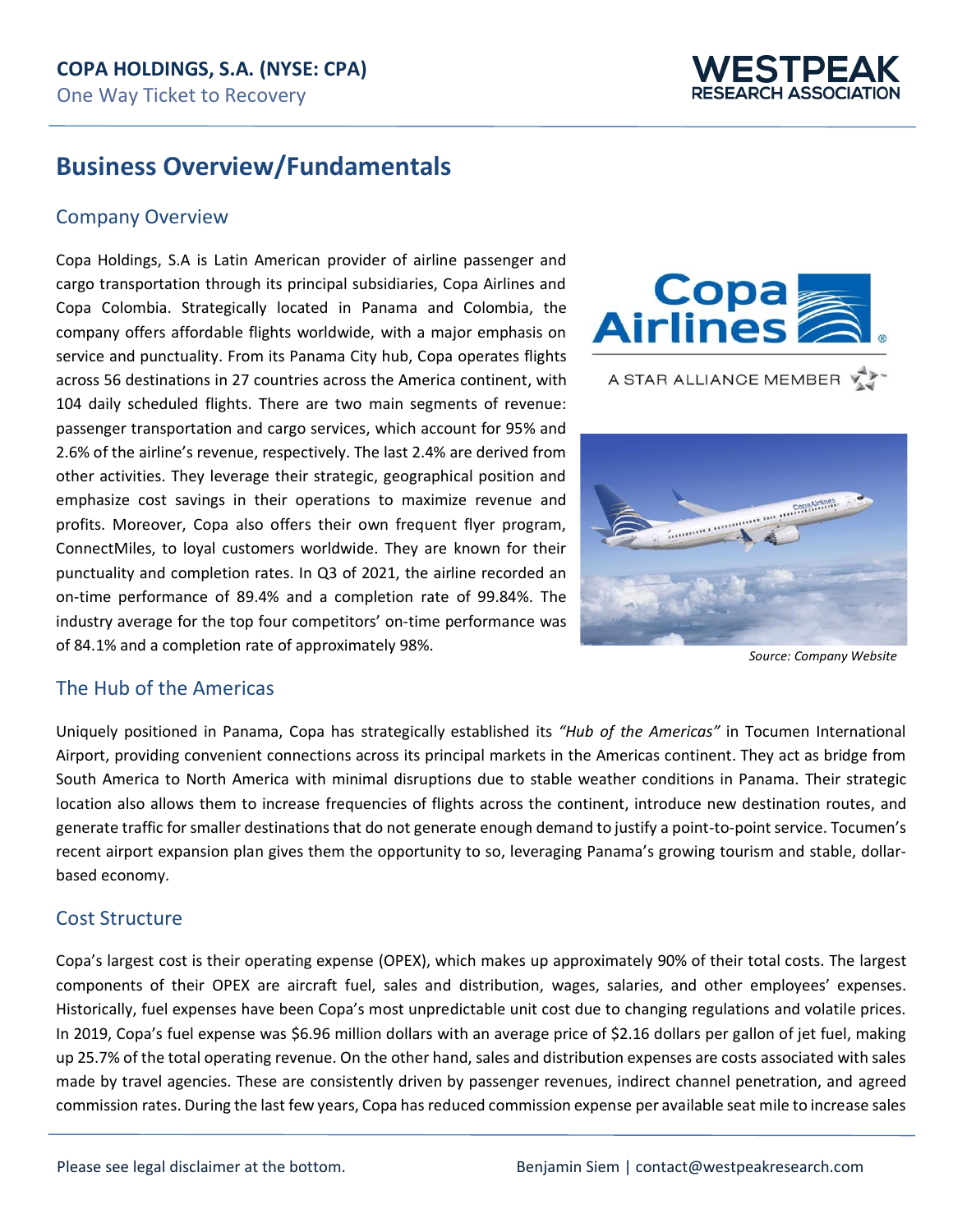# Business Overview/Fundamentals

## Company Overview

Copa Holdings, S.A is Latin American provider of airline passenger and cargo transportation through its principal subsidiaries, Copa Airlines and Copa Colombia. Strategically located in Panama and Colombia, the company offers affordable flights worldwide, with a major emphasis on service and punctuality. From its Panama City hub, Copa operates flights across 56 destinations in 27 countries across the America continent, with 104 daily scheduled flights. There are two main segments of revenue: passenger transportation and cargo services, which account for 95% and 2.6% of the airline's revenue, respectively. The last 2.4% are derived from other activities. They leverage their strategic, geographical position and emphasize cost savings in their operations to maximize revenue and profits. Moreover, Copa also offers their own frequent flyer program, ConnectMiles, to loyal customers worldwide. They are known for their punctuality and completion rates. In Q3 of 2021, the airline recorded an on-time performance of 89.4% and a completion rate of 99.84%. The industry average for the top four competitors' on-time performance was of 84.1% and a completion rate of approximately 98%.

*Source: Company Website*

## The Hub of the Americas

Uniquely positioned in Panama, Copa has strategically established its *"Hub of the Americas"* in Tocumen International Airport, providing convenient connections across its principal markets in the Americas continent. They act as bridge from South America to North America with minimal disruptions due to stable weather conditions in Panama. Their strategic location also allows them to increase frequencies of flights across the continent, introduce new destination routes, and generate traffic for smaller destinations that do not generate enough demand to justify a point-to-point service. Tocumen's recent airport expansion plan gives them the opportunity to so, leveraging Panama's growing tourism and stable, dollar-based economy.

## Cost Structure

Copa's largest cost is their operating expense (OPEX), which makes up approximately 90% of their total costs. The largest components of their OPEX are aircraft fuel, sales and distribution, wages, salaries, and other employees' expenses. Historically, fuel expenses have been Copa's most unpredictable unit cost due to changing regulations and volatile prices. In 2019, Copa's fuel expense was $6.96 million dollars with an average price of $2.16 dollars per gallon of jet fuel, making up 25.7% of the total operating revenue. On the other hand, sales and distribution expenses are costs associated with sales made by travel agencies. These are consistently driven by passenger revenues, indirect channel penetration, and agreed commission rates. During the last few years, Copa has reduced commission expense per available seat mile to increase sales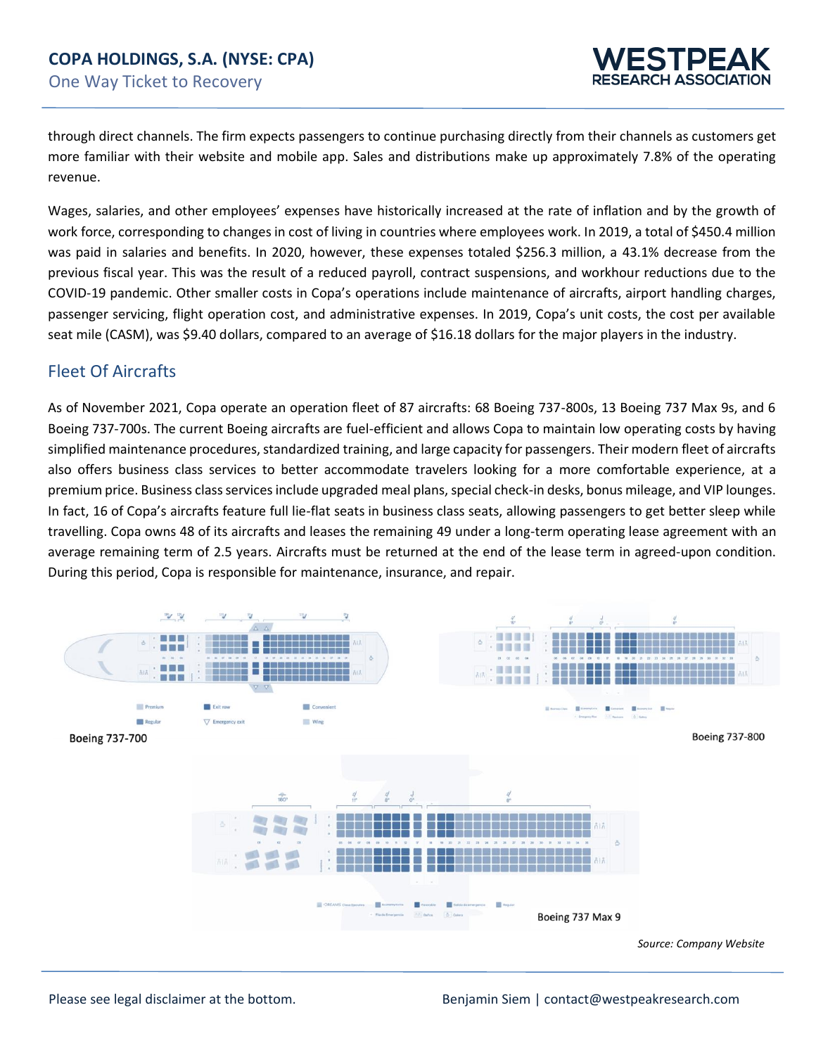through direct channels. The firm expects passengers to continue purchasing directly from their channels as customers get more familiar with their website and mobile app. Sales and distributions make up approximately 7.8% of the operating revenue.

Wages, salaries, and other employees' expenses have historically increased at the rate of inflation and by the growth of work force, corresponding to changes in cost of living in countries where employees work. In 2019, a total of $450.4 million was paid in salaries and benefits. In 2020, however, these expenses totaled $256.3 million, a 43.1% decrease from the previous fiscal year. This was the result of a reduced payroll, contract suspensions, and workhour reductions due to the COVID-19 pandemic. Other smaller costs in Copa's operations include maintenance of aircrafts, airport handling charges, passenger servicing, flight operation cost, and administrative expenses. In 2019, Copa's unit costs, the cost per available seat mile (CASM), was $9.40 dollars, compared to an average of $16.18 dollars for the major players in the industry.

## Fleet Of Aircrafts

As of November 2021, Copa operate an operation fleet of 87 aircrafts: 68 Boeing 737-800s, 13 Boeing 737 Max 9s, and 6 Boeing 737-700s. The current Boeing aircrafts are fuel-efficient and allows Copa to maintain low operating costs by having simplified maintenance procedures, standardized training, and large capacity for passengers. Their modern fleet of aircrafts also offers business class services to better accommodate travelers looking for a more comfortable experience, at a premium price. Business class services include upgraded meal plans, special check-in desks, bonus mileage, and VIP lounges. In fact, 16 of Copa's aircrafts feature full lie-flat seats in business class seats, allowing passengers to get better sleep while travelling. Copa owns 48 of its aircrafts and leases the remaining 49 under a long-term operating lease agreement with an average remaining term of 2.5 years. Aircrafts must be returned at the end of the lease term in agreed-upon condition. During this period, Copa is responsible for maintenance, insurance, and repair.

Premium
Regular
Exit row
Emergency exit
Convenient
Wing

Boeing 737-700

Boeing 737-800

Boeing 737 Max 9

*Source: Company Website*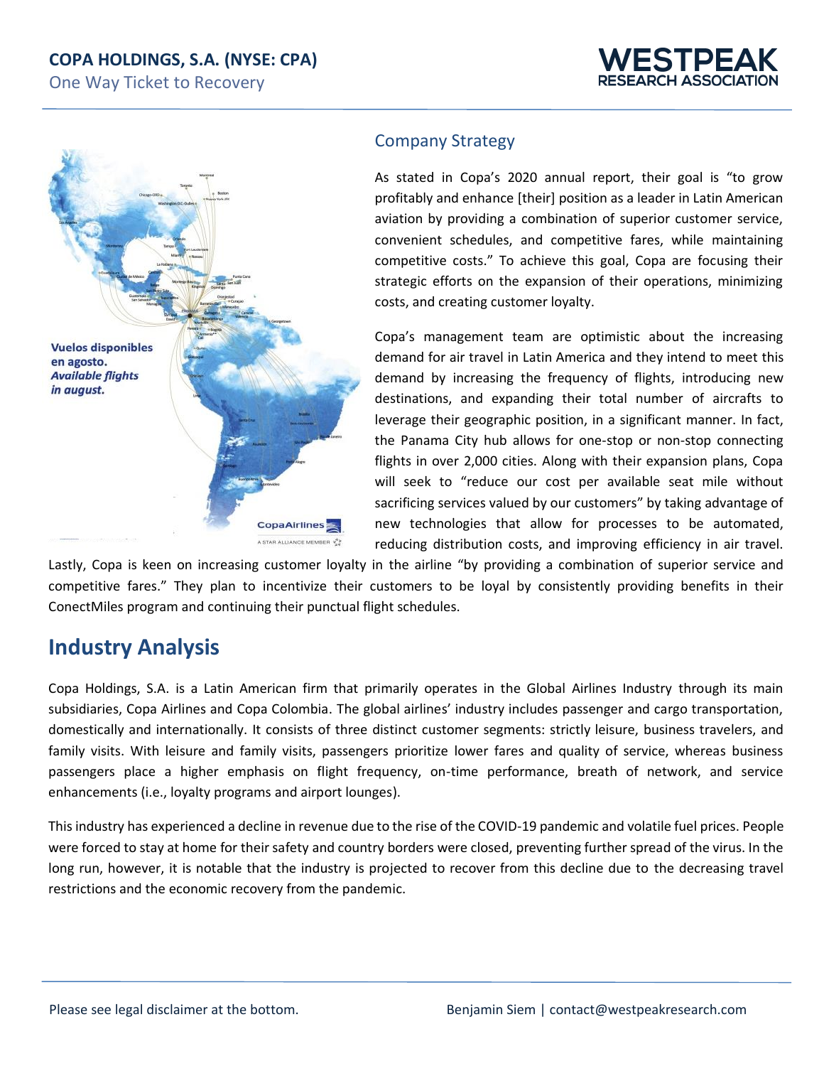## Company Strategy

As stated in Copa's 2020 annual report, their goal is "to grow profitably and enhance [their] position as a leader in Latin American aviation by providing a combination of superior customer service, convenient schedules, and competitive fares, while maintaining competitive costs." To achieve this goal, Copa are focusing their strategic efforts on the expansion of their operations, minimizing costs, and creating customer loyalty.

Copa's management team are optimistic about the increasing demand for air travel in Latin America and they intend to meet this demand by increasing the frequency of flights, introducing new destinations, and expanding their total number of aircrafts to leverage their geographic position, in a significant manner. In fact, the Panama City hub allows for one-stop or non-stop connecting flights in over 2,000 cities. Along with their expansion plans, Copa will seek to "reduce our cost per available seat mile without sacrificing services valued by our customers" by taking advantage of new technologies that allow for processes to be automated, reducing distribution costs, and improving efficiency in air travel. Lastly, Copa is keen on increasing customer loyalty in the airline "by providing a combination of superior service and competitive fares." They plan to incentivize their customers to be loyal by consistently providing benefits in their ConectMiles program and continuing their punctual flight schedules.

# Industry Analysis

Copa Holdings, S.A. is a Latin American firm that primarily operates in the Global Airlines Industry through its main subsidiaries, Copa Airlines and Copa Colombia. The global airlines' industry includes passenger and cargo transportation, domestically and internationally. It consists of three distinct customer segments: strictly leisure, business travelers, and family visits. With leisure and family visits, passengers prioritize lower fares and quality of service, whereas business passengers place a higher emphasis on flight frequency, on-time performance, breath of network, and service enhancements (i.e., loyalty programs and airport lounges).

This industry has experienced a decline in revenue due to the rise of the COVID-19 pandemic and volatile fuel prices. People were forced to stay at home for their safety and country borders were closed, preventing further spread of the virus. In the long run, however, it is notable that the industry is projected to recover from this decline due to the decreasing travel restrictions and the economic recovery from the pandemic.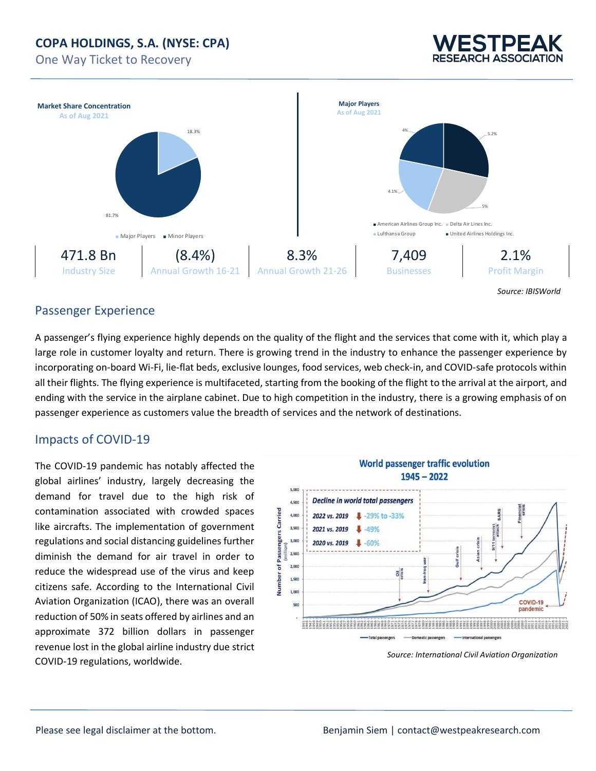**Market Share Concentration**
As of Aug 2021

18.3%
81.7%

Major Players ■ Minor Players

**Major Players**
As of Aug 2021

4%
5.2%
4.1%
5%

American Airlines Group Inc. ■ Delta Air Lines Inc. ■ Lufthansa Group ■ United Airlines Holdings Inc.

| 471.8 Bn | (8.4%) | 8.3% | 7,409 | 2.1% |
|---|---|---|---|---|
| Industry Size | Annual Growth 16-21 | Annual Growth 21-26 | Businesses | Profit Margin |

*Source: IBISWorld*

## Passenger Experience

A passenger's flying experience highly depends on the quality of the flight and the services that come with it, which play a large role in customer loyalty and return. There is growing trend in the industry to enhance the passenger experience by incorporating on-board Wi-Fi, lie-flat beds, exclusive lounges, food services, web check-in, and COVID-safe protocols within all their flights. The flying experience is multifaceted, starting from the booking of the flight to the arrival at the airport, and ending with the service in the airplane cabinet. Due to high competition in the industry, there is a growing emphasis of on passenger experience as customers value the breadth of services and the network of destinations.

## Impacts of COVID-19

The COVID-19 pandemic has notably affected the global airlines' industry, largely decreasing the demand for travel due to the high risk of contamination associated with crowded spaces like aircrafts. The implementation of government regulations and social distancing guidelines further diminish the demand for air travel in order to reduce the widespread use of the virus and keep citizens safe. According to the International Civil Aviation Organization (ICAO), there was an overall reduction of 50% in seats offered by airlines and an approximate 372 billion dollars in passenger revenue lost in the global airline industry due strict COVID-19 regulations, worldwide.

**World passenger traffic evolution 1945 – 2022**

Decline in world total passengers
2022 vs. 2019 -29% to -33%
2021 vs. 2019 -49%
2020 vs. 2019 -60%

Number of Passengers Carried (million)

Oil crisis
Iran-Iraq war
Gulf crisis
Asian crisis
9/11 terrorist attack
SARS
Financial crisis
COVID-19 pandemic

Total passengers — Domestic passengers — International passengers

*Source: International Civil Aviation Organization*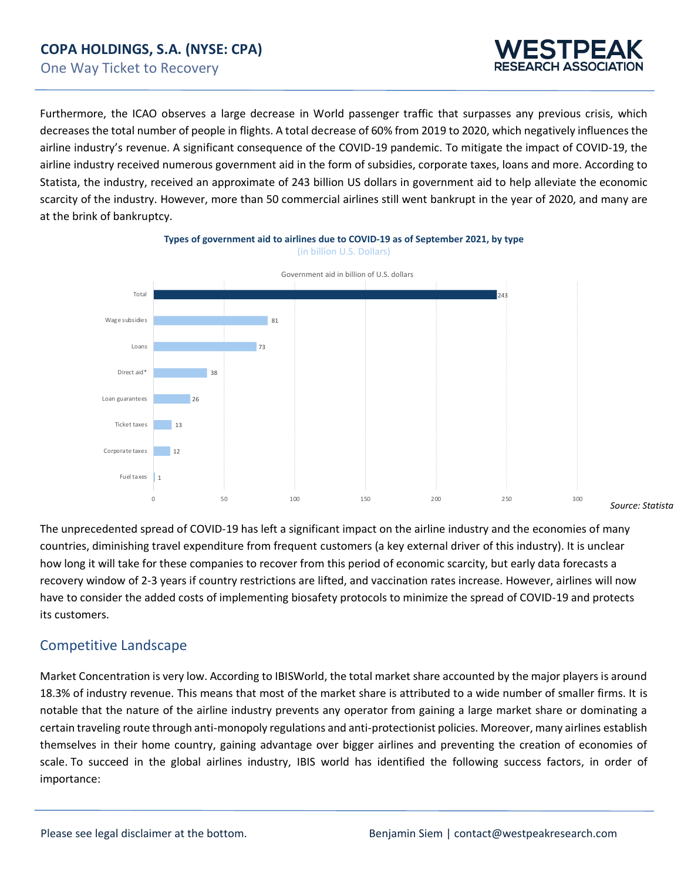Furthermore, the ICAO observes a large decrease in World passenger traffic that surpasses any previous crisis, which decreases the total number of people in flights. A total decrease of 60% from 2019 to 2020, which negatively influences the airline industry's revenue. A significant consequence of the COVID-19 pandemic. To mitigate the impact of COVID-19, the airline industry received numerous government aid in the form of subsidies, corporate taxes, loans and more. According to Statista, the industry, received an approximate of 243 billion US dollars in government aid to help alleviate the economic scarcity of the industry. However, more than 50 commercial airlines still went bankrupt in the year of 2020, and many are at the brink of bankruptcy.

**Types of government aid to airlines due to COVID-19 as of September 2021, by type**
(in billion U.S. Dollars)

| Type | Government aid in billion of U.S. dollars |
|---|---|
| Total | 243 |
| Wage subsidies | 81 |
| Loans | 73 |
| Direct aid* | 38 |
| Loan guarantees | 26 |
| Ticket taxes | 13 |
| Corporate taxes | 12 |
| Fuel taxes | 1 |

*Source: Statista*

The unprecedented spread of COVID-19 has left a significant impact on the airline industry and the economies of many countries, diminishing travel expenditure from frequent customers (a key external driver of this industry). It is unclear how long it will take for these companies to recover from this period of economic scarcity, but early data forecasts a recovery window of 2-3 years if country restrictions are lifted, and vaccination rates increase. However, airlines will now have to consider the added costs of implementing biosafety protocols to minimize the spread of COVID-19 and protects its customers.

## Competitive Landscape

Market Concentration is very low. According to IBISWorld, the total market share accounted by the major players is around 18.3% of industry revenue. This means that most of the market share is attributed to a wide number of smaller firms. It is notable that the nature of the airline industry prevents any operator from gaining a large market share or dominating a certain traveling route through anti-monopoly regulations and anti-protectionist policies. Moreover, many airlines establish themselves in their home country, gaining advantage over bigger airlines and preventing the creation of economies of scale. To succeed in the global airlines industry, IBIS world has identified the following success factors, in order of importance: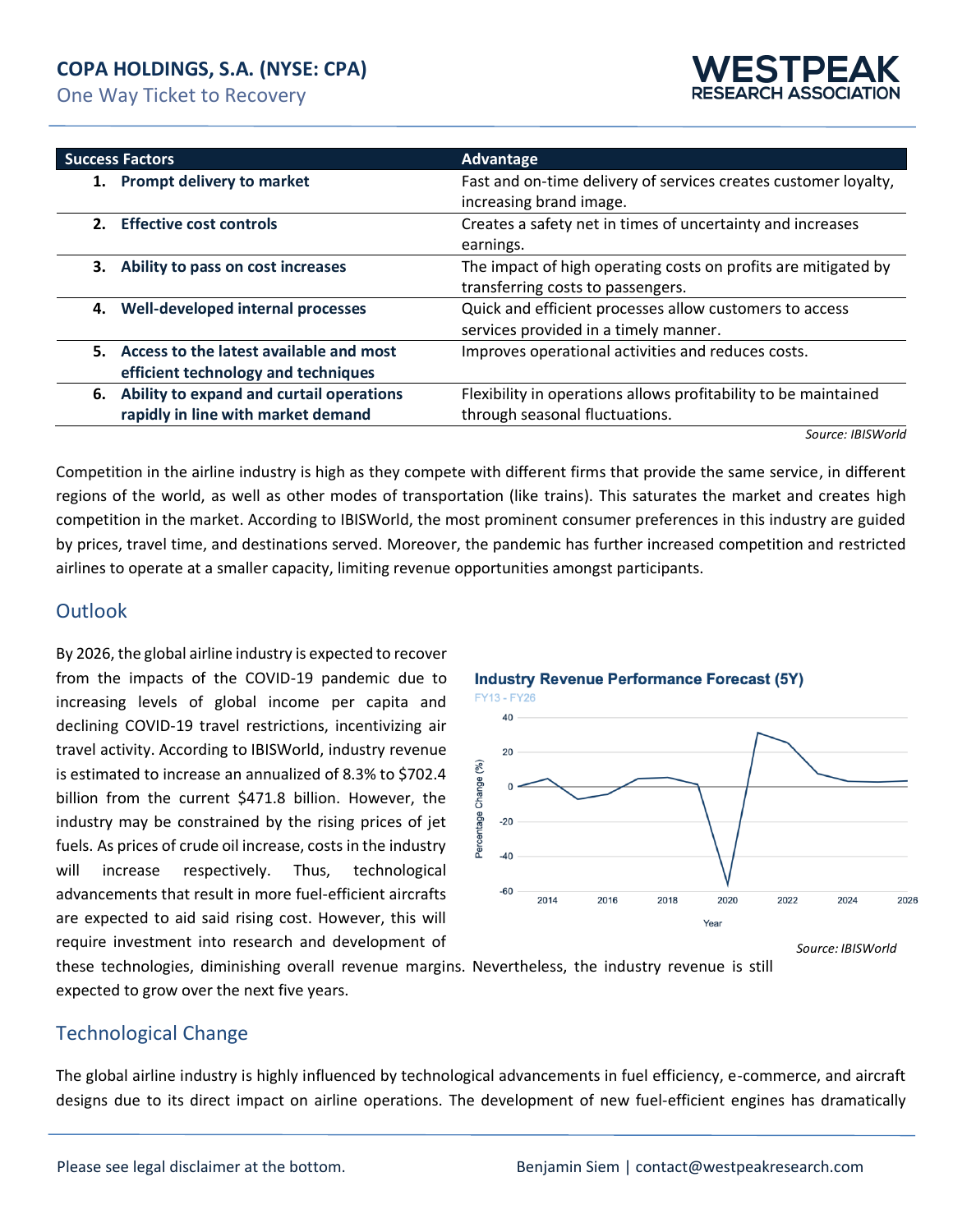| Success Factors | Advantage |
|---|---|
| 1. **Prompt delivery to market** | Fast and on-time delivery of services creates customer loyalty, increasing brand image. |
| 2. **Effective cost controls** | Creates a safety net in times of uncertainty and increases earnings. |
| 3. **Ability to pass on cost increases** | The impact of high operating costs on profits are mitigated by transferring costs to passengers. |
| 4. **Well-developed internal processes** | Quick and efficient processes allow customers to access services provided in a timely manner. |
| 5. **Access to the latest available and most efficient technology and techniques** | Improves operational activities and reduces costs. |
| 6. **Ability to expand and curtail operations rapidly in line with market demand** | Flexibility in operations allows profitability to be maintained through seasonal fluctuations. |

*Source: IBISWorld*

Competition in the airline industry is high as they compete with different firms that provide the same service, in different regions of the world, as well as other modes of transportation (like trains). This saturates the market and creates high competition in the market. According to IBISWorld, the most prominent consumer preferences in this industry are guided by prices, travel time, and destinations served. Moreover, the pandemic has further increased competition and restricted airlines to operate at a smaller capacity, limiting revenue opportunities amongst participants.

## Outlook

By 2026, the global airline industry is expected to recover from the impacts of the COVID-19 pandemic due to increasing levels of global income per capita and declining COVID-19 travel restrictions, incentivizing air travel activity. According to IBISWorld, industry revenue is estimated to increase an annualized of 8.3% to $702.4 billion from the current $471.8 billion. However, the industry may be constrained by the rising prices of jet fuels. As prices of crude oil increase, costs in the industry will increase respectively. Thus, technological advancements that result in more fuel-efficient aircrafts are expected to aid said rising cost. However, this will require investment into research and development of these technologies, diminishing overall revenue margins. Nevertheless, the industry revenue is still expected to grow over the next five years.

**Industry Revenue Performance Forecast (5Y)**
FY13 - FY26

Percentage Change (%)
40
20
0
-20
-40
-60
2014
2016
2018
2020
2022
2024
2026
Year

*Source: IBISWorld*

## Technological Change

The global airline industry is highly influenced by technological advancements in fuel efficiency, e-commerce, and aircraft designs due to its direct impact on airline operations. The development of new fuel-efficient engines has dramatically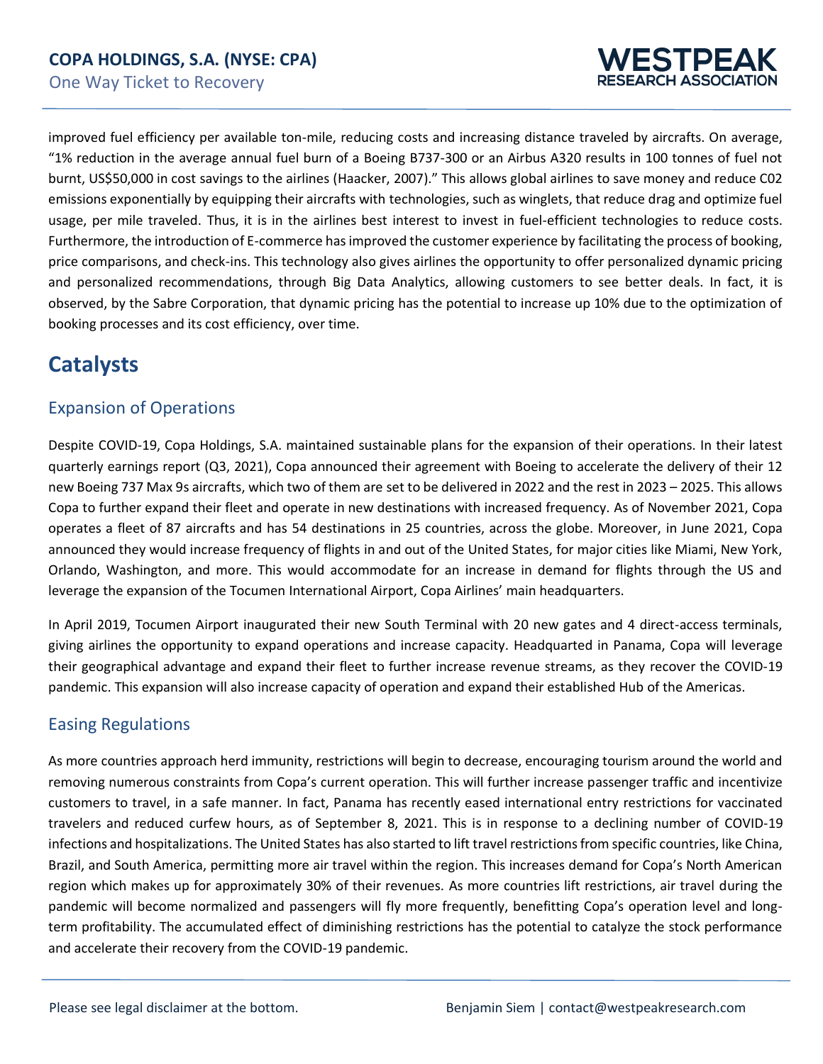improved fuel efficiency per available ton-mile, reducing costs and increasing distance traveled by aircrafts. On average, "1% reduction in the average annual fuel burn of a Boeing B737-300 or an Airbus A320 results in 100 tonnes of fuel not burnt, US$50,000 in cost savings to the airlines (Haacker, 2007)." This allows global airlines to save money and reduce C02 emissions exponentially by equipping their aircrafts with technologies, such as winglets, that reduce drag and optimize fuel usage, per mile traveled. Thus, it is in the airlines best interest to invest in fuel-efficient technologies to reduce costs. Furthermore, the introduction of E-commerce has improved the customer experience by facilitating the process of booking, price comparisons, and check-ins. This technology also gives airlines the opportunity to offer personalized dynamic pricing and personalized recommendations, through Big Data Analytics, allowing customers to see better deals. In fact, it is observed, by the Sabre Corporation, that dynamic pricing has the potential to increase up 10% due to the optimization of booking processes and its cost efficiency, over time.

# Catalysts

## Expansion of Operations

Despite COVID-19, Copa Holdings, S.A. maintained sustainable plans for the expansion of their operations. In their latest quarterly earnings report (Q3, 2021), Copa announced their agreement with Boeing to accelerate the delivery of their 12 new Boeing 737 Max 9s aircrafts, which two of them are set to be delivered in 2022 and the rest in 2023 – 2025. This allows Copa to further expand their fleet and operate in new destinations with increased frequency. As of November 2021, Copa operates a fleet of 87 aircrafts and has 54 destinations in 25 countries, across the globe. Moreover, in June 2021, Copa announced they would increase frequency of flights in and out of the United States, for major cities like Miami, New York, Orlando, Washington, and more. This would accommodate for an increase in demand for flights through the US and leverage the expansion of the Tocumen International Airport, Copa Airlines' main headquarters.

In April 2019, Tocumen Airport inaugurated their new South Terminal with 20 new gates and 4 direct-access terminals, giving airlines the opportunity to expand operations and increase capacity. Headquartered in Panama, Copa will leverage their geographical advantage and expand their fleet to further increase revenue streams, as they recover the COVID-19 pandemic. This expansion will also increase capacity of operation and expand their established Hub of the Americas.

## Easing Regulations

As more countries approach herd immunity, restrictions will begin to decrease, encouraging tourism around the world and removing numerous constraints from Copa's current operation. This will further increase passenger traffic and incentivize customers to travel, in a safe manner. In fact, Panama has recently eased international entry restrictions for vaccinated travelers and reduced curfew hours, as of September 8, 2021. This is in response to a declining number of COVID-19 infections and hospitalizations. The United States has also started to lift travel restrictions from specific countries, like China, Brazil, and South America, permitting more air travel within the region. This increases demand for Copa's North American region which makes up for approximately 30% of their revenues. As more countries lift restrictions, air travel during the pandemic will become normalized and passengers will fly more frequently, benefitting Copa's operation level and long-term profitability. The accumulated effect of diminishing restrictions has the potential to catalyze the stock performance and accelerate their recovery from the COVID-19 pandemic.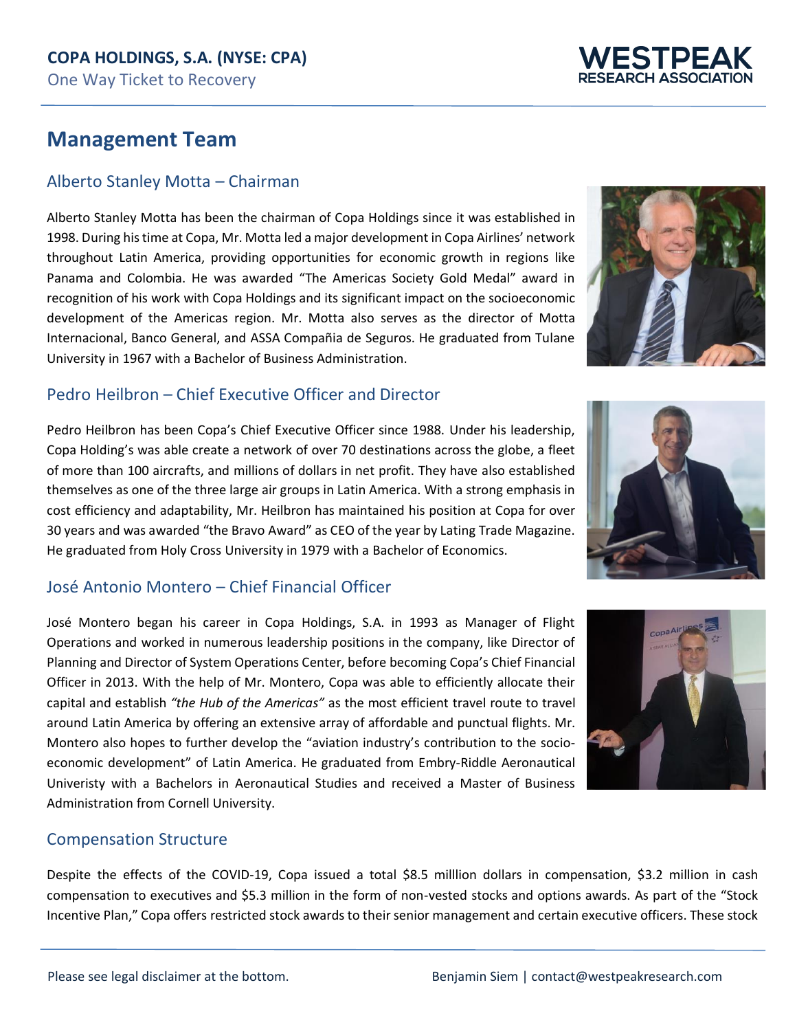## Management Team

### Alberto Stanley Motta – Chairman

Alberto Stanley Motta has been the chairman of Copa Holdings since it was established in 1998. During his time at Copa, Mr. Motta led a major development in Copa Airlines' network throughout Latin America, providing opportunities for economic growth in regions like Panama and Colombia. He was awarded "The Americas Society Gold Medal" award in recognition of his work with Copa Holdings and its significant impact on the socioeconomic development of the Americas region. Mr. Motta also serves as the director of Motta Internacional, Banco General, and ASSA Compañia de Seguros. He graduated from Tulane University in 1967 with a Bachelor of Business Administration.

### Pedro Heilbron – Chief Executive Officer and Director

Pedro Heilbron has been Copa's Chief Executive Officer since 1988. Under his leadership, Copa Holding's was able create a network of over 70 destinations across the globe, a fleet of more than 100 aircrafts, and millions of dollars in net profit. They have also established themselves as one of the three large air groups in Latin America. With a strong emphasis in cost efficiency and adaptability, Mr. Heilbron has maintained his position at Copa for over 30 years and was awarded "the Bravo Award" as CEO of the year by Lating Trade Magazine. He graduated from Holy Cross University in 1979 with a Bachelor of Economics.

### José Antonio Montero – Chief Financial Officer

José Montero began his career in Copa Holdings, S.A. in 1993 as Manager of Flight Operations and worked in numerous leadership positions in the company, like Director of Planning and Director of System Operations Center, before becoming Copa's Chief Financial Officer in 2013. With the help of Mr. Montero, Copa was able to efficiently allocate their capital and establish *"the Hub of the Americas"* as the most efficient travel route to travel around Latin America by offering an extensive array of affordable and punctual flights. Mr. Montero also hopes to further develop the "aviation industry's contribution to the socio-economic development" of Latin America. He graduated from Embry-Riddle Aeronautical Univeristy with a Bachelors in Aeronautical Studies and received a Master of Business Administration from Cornell University.

### Compensation Structure

Despite the effects of the COVID-19, Copa issued a total \$8.5 milllion dollars in compensation, \$3.2 million in cash compensation to executives and \$5.3 million in the form of non-vested stocks and options awards. As part of the "Stock Incentive Plan," Copa offers restricted stock awards to their senior management and certain executive officers. These stock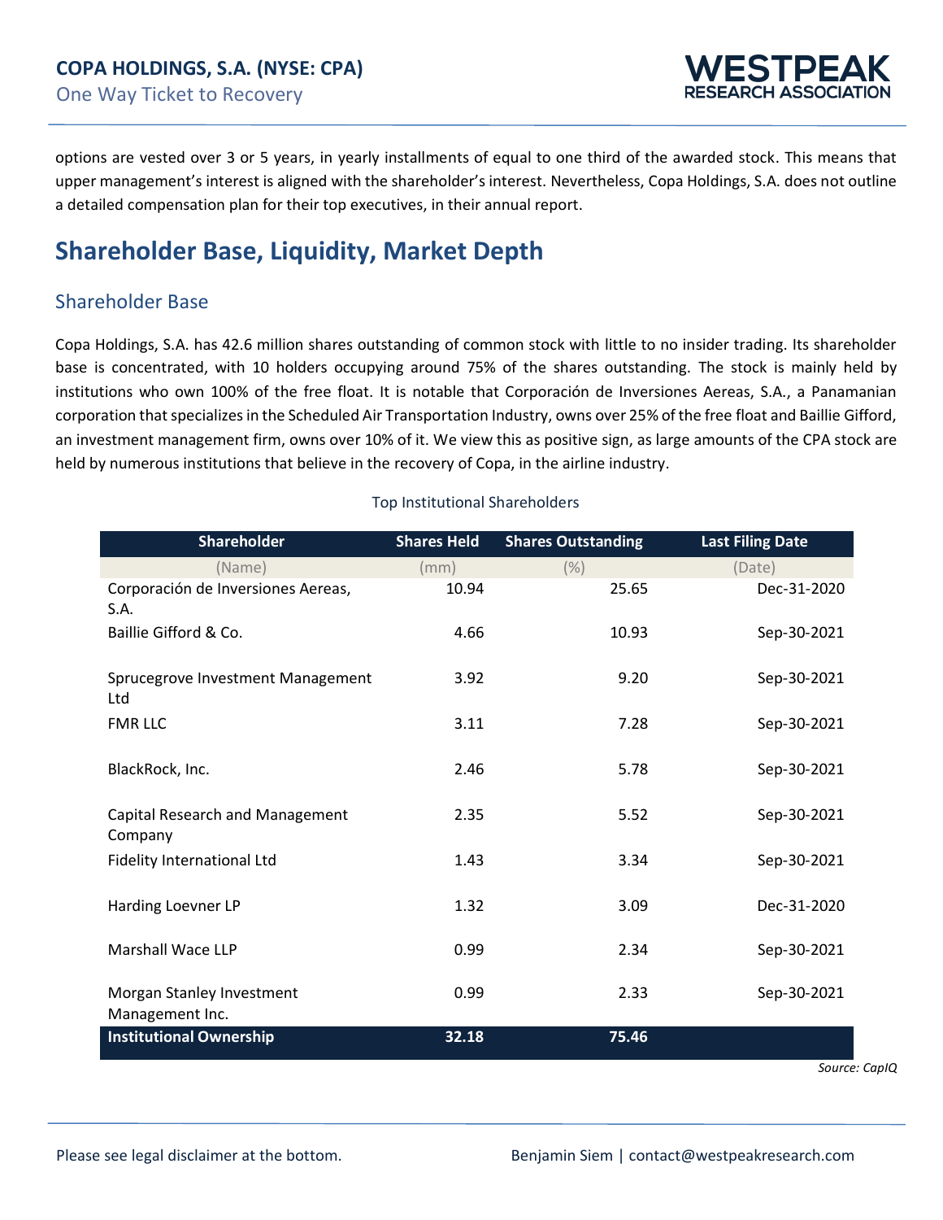options are vested over 3 or 5 years, in yearly installments of equal to one third of the awarded stock. This means that upper management's interest is aligned with the shareholder's interest. Nevertheless, Copa Holdings, S.A. does not outline a detailed compensation plan for their top executives, in their annual report.

## Shareholder Base, Liquidity, Market Depth

### Shareholder Base

Copa Holdings, S.A. has 42.6 million shares outstanding of common stock with little to no insider trading. Its shareholder base is concentrated, with 10 holders occupying around 75% of the shares outstanding. The stock is mainly held by institutions who own 100% of the free float. It is notable that Corporación de Inversiones Aereas, S.A., a Panamanian corporation that specializes in the Scheduled Air Transportation Industry, owns over 25% of the free float and Baillie Gifford, an investment management firm, owns over 10% of it. We view this as positive sign, as large amounts of the CPA stock are held by numerous institutions that believe in the recovery of Copa, in the airline industry.

Top Institutional Shareholders

| Shareholder | Shares Held | Shares Outstanding | Last Filing Date |
|---|---|---|---|
| (Name) | (mm) | (%) | (Date) |
| Corporación de Inversiones Aereas, S.A. | 10.94 | 25.65 | Dec-31-2020 |
| Baillie Gifford & Co. | 4.66 | 10.93 | Sep-30-2021 |
| Sprucegrove Investment Management Ltd | 3.92 | 9.20 | Sep-30-2021 |
| FMR LLC | 3.11 | 7.28 | Sep-30-2021 |
| BlackRock, Inc. | 2.46 | 5.78 | Sep-30-2021 |
| Capital Research and Management Company | 2.35 | 5.52 | Sep-30-2021 |
| Fidelity International Ltd | 1.43 | 3.34 | Sep-30-2021 |
| Harding Loevner LP | 1.32 | 3.09 | Dec-31-2020 |
| Marshall Wace LLP | 0.99 | 2.34 | Sep-30-2021 |
| Morgan Stanley Investment Management Inc. | 0.99 | 2.33 | Sep-30-2021 |
| **Institutional Ownership** | **32.18** | **75.46** | |

*Source: CapIQ*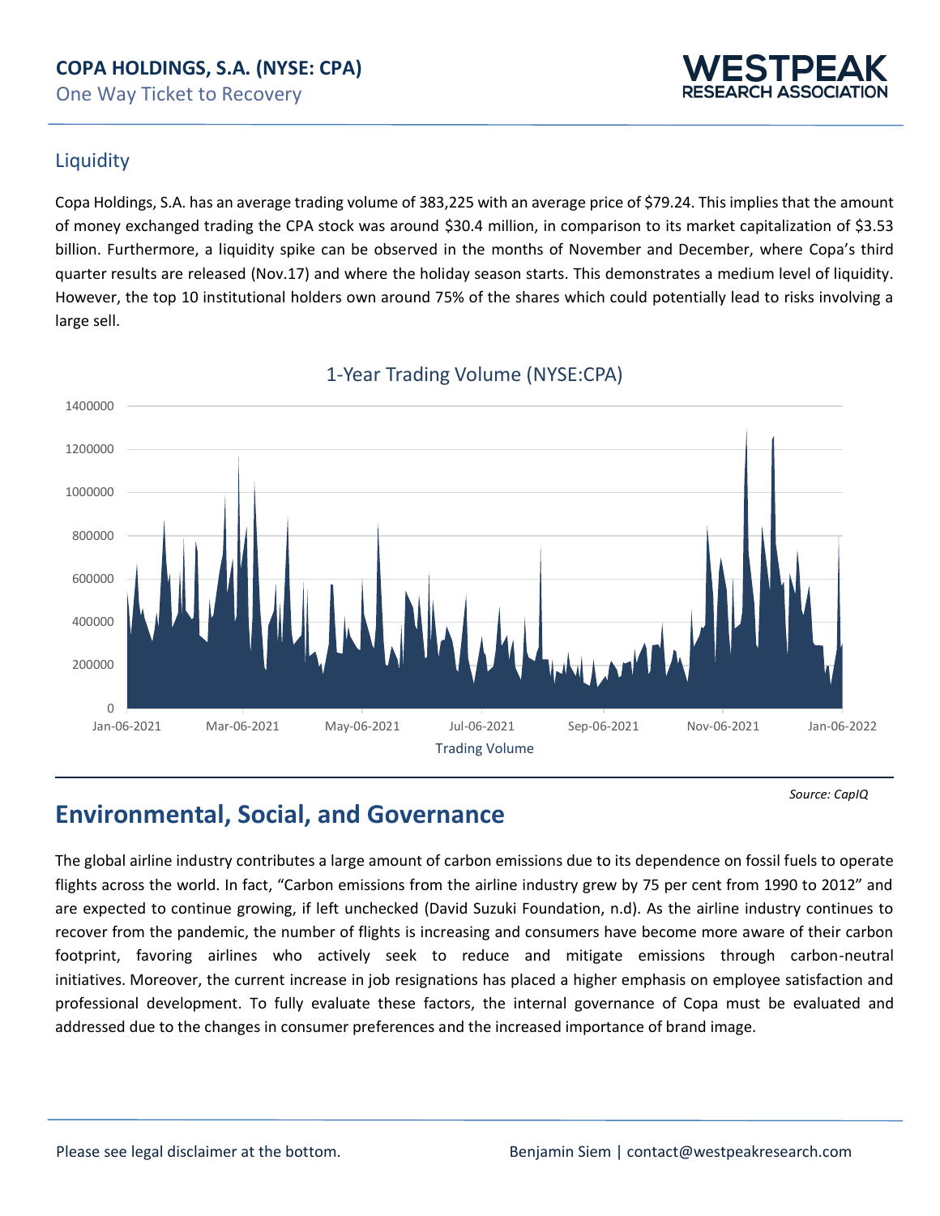## Liquidity

Copa Holdings, S.A. has an average trading volume of 383,225 with an average price of $79.24. This implies that the amount of money exchanged trading the CPA stock was around $30.4 million, in comparison to its market capitalization of $3.53 billion. Furthermore, a liquidity spike can be observed in the months of November and December, where Copa's third quarter results are released (Nov.17) and where the holiday season starts. This demonstrates a medium level of liquidity. However, the top 10 institutional holders own around 75% of the shares which could potentially lead to risks involving a large sell.

1-Year Trading Volume (NYSE:CPA)

1400000
1200000
1000000
800000
600000
400000
200000
0

Jan-06-2021 Mar-06-2021 May-06-2021 Jul-06-2021 Sep-06-2021 Nov-06-2021 Jan-06-2022

Trading Volume

*Source: CapIQ*

# Environmental, Social, and Governance

The global airline industry contributes a large amount of carbon emissions due to its dependence on fossil fuels to operate flights across the world. In fact, "Carbon emissions from the airline industry grew by 75 per cent from 1990 to 2012" and are expected to continue growing, if left unchecked (David Suzuki Foundation, n.d). As the airline industry continues to recover from the pandemic, the number of flights is increasing and consumers have become more aware of their carbon footprint, favoring airlines who actively seek to reduce and mitigate emissions through carbon-neutral initiatives. Moreover, the current increase in job resignations has placed a higher emphasis on employee satisfaction and professional development. To fully evaluate these factors, the internal governance of Copa must be evaluated and addressed due to the changes in consumer preferences and the increased importance of brand image.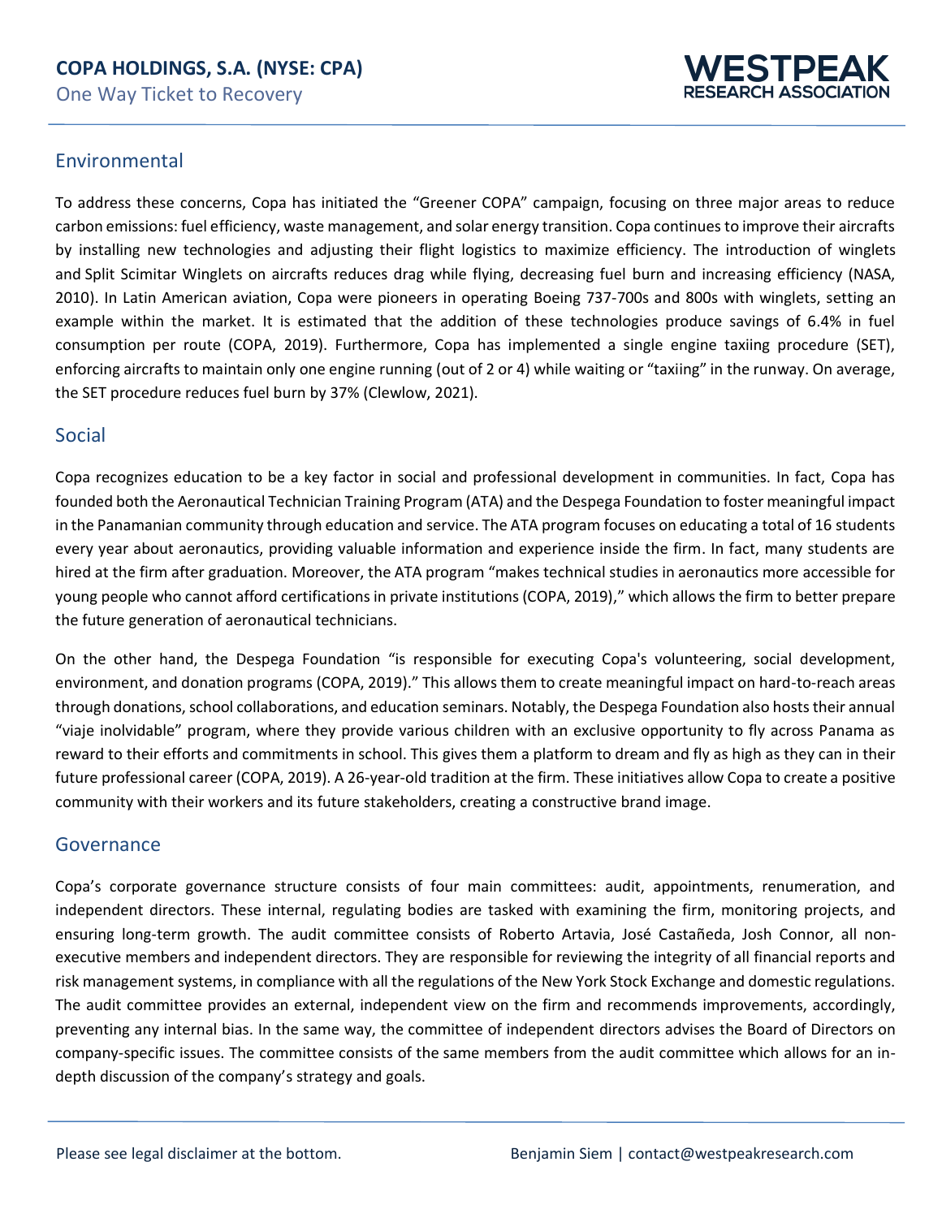## Environmental

To address these concerns, Copa has initiated the "Greener COPA" campaign, focusing on three major areas to reduce carbon emissions: fuel efficiency, waste management, and solar energy transition. Copa continues to improve their aircrafts by installing new technologies and adjusting their flight logistics to maximize efficiency. The introduction of winglets and Split Scimitar Winglets on aircrafts reduces drag while flying, decreasing fuel burn and increasing efficiency (NASA, 2010). In Latin American aviation, Copa were pioneers in operating Boeing 737-700s and 800s with winglets, setting an example within the market. It is estimated that the addition of these technologies produce savings of 6.4% in fuel consumption per route (COPA, 2019). Furthermore, Copa has implemented a single engine taxiing procedure (SET), enforcing aircrafts to maintain only one engine running (out of 2 or 4) while waiting or "taxiing" in the runway. On average, the SET procedure reduces fuel burn by 37% (Clewlow, 2021).

## Social

Copa recognizes education to be a key factor in social and professional development in communities. In fact, Copa has founded both the Aeronautical Technician Training Program (ATA) and the Despega Foundation to foster meaningful impact in the Panamanian community through education and service. The ATA program focuses on educating a total of 16 students every year about aeronautics, providing valuable information and experience inside the firm. In fact, many students are hired at the firm after graduation. Moreover, the ATA program "makes technical studies in aeronautics more accessible for young people who cannot afford certifications in private institutions (COPA, 2019)," which allows the firm to better prepare the future generation of aeronautical technicians.

On the other hand, the Despega Foundation "is responsible for executing Copa's volunteering, social development, environment, and donation programs (COPA, 2019)." This allows them to create meaningful impact on hard-to-reach areas through donations, school collaborations, and education seminars. Notably, the Despega Foundation also hosts their annual "viaje inolvidable" program, where they provide various children with an exclusive opportunity to fly across Panama as reward to their efforts and commitments in school. This gives them a platform to dream and fly as high as they can in their future professional career (COPA, 2019). A 26-year-old tradition at the firm. These initiatives allow Copa to create a positive community with their workers and its future stakeholders, creating a constructive brand image.

## Governance

Copa's corporate governance structure consists of four main committees: audit, appointments, renumeration, and independent directors. These internal, regulating bodies are tasked with examining the firm, monitoring projects, and ensuring long-term growth. The audit committee consists of Roberto Artavia, José Castañeda, Josh Connor, all non-executive members and independent directors. They are responsible for reviewing the integrity of all financial reports and risk management systems, in compliance with all the regulations of the New York Stock Exchange and domestic regulations. The audit committee provides an external, independent view on the firm and recommends improvements, accordingly, preventing any internal bias. In the same way, the committee of independent directors advises the Board of Directors on company-specific issues. The committee consists of the same members from the audit committee which allows for an in-depth discussion of the company's strategy and goals.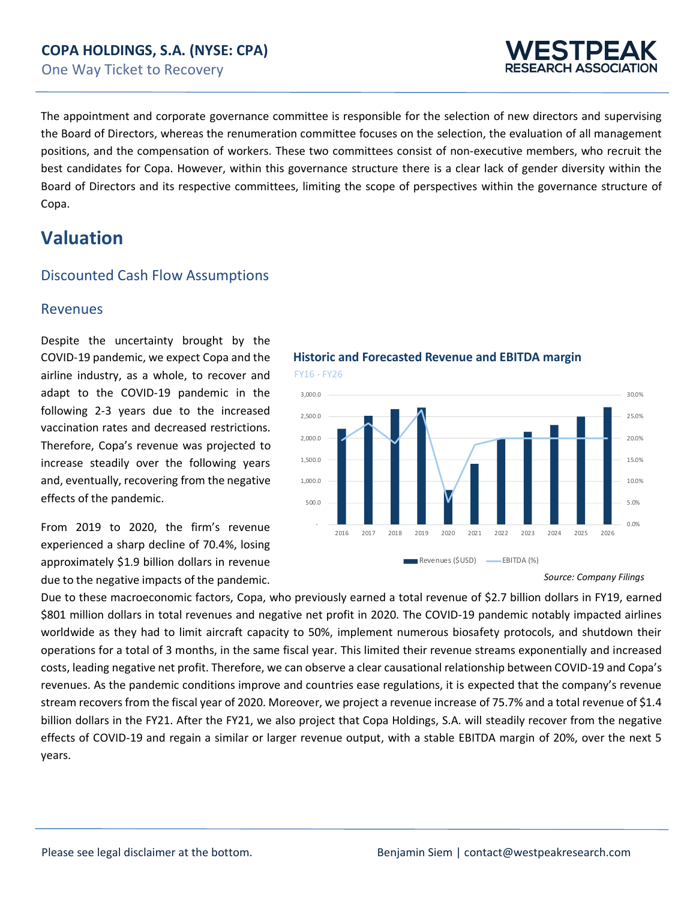The appointment and corporate governance committee is responsible for the selection of new directors and supervising the Board of Directors, whereas the renumeration committee focuses on the selection, the evaluation of all management positions, and the compensation of workers. These two committees consist of non-executive members, who recruit the best candidates for Copa. However, within this governance structure there is a clear lack of gender diversity within the Board of Directors and its respective committees, limiting the scope of perspectives within the governance structure of Copa.

# Valuation

## Discounted Cash Flow Assumptions

## Revenues

Despite the uncertainty brought by the COVID-19 pandemic, we expect Copa and the airline industry, as a whole, to recover and adapt to the COVID-19 pandemic in the following 2-3 years due to the increased vaccination rates and decreased restrictions. Therefore, Copa's revenue was projected to increase steadily over the following years and, eventually, recovering from the negative effects of the pandemic.

From 2019 to 2020, the firm's revenue experienced a sharp decline of 70.4%, losing approximately $1.9 billion dollars in revenue due to the negative impacts of the pandemic.

**Historic and Forecasted Revenue and EBITDA margin**

FY16 - FY26

3,000.0
2,500.0
2,000.0
1,500.0
1,000.0
500.0
-

30.0%
25.0%
20.0%
15.0%
10.0%
5.0%
0.0%

2016 2017 2018 2019 2020 2021 2022 2023 2024 2025 2026

Revenues ($USD) EBITDA (%)

*Source: Company Filings*

Due to these macroeconomic factors, Copa, who previously earned a total revenue of $2.7 billion dollars in FY19, earned $801 million dollars in total revenues and negative net profit in 2020. The COVID-19 pandemic notably impacted airlines worldwide as they had to limit aircraft capacity to 50%, implement numerous biosafety protocols, and shutdown their operations for a total of 3 months, in the same fiscal year. This limited their revenue streams exponentially and increased costs, leading negative net profit. Therefore, we can observe a clear causational relationship between COVID-19 and Copa's revenues. As the pandemic conditions improve and countries ease regulations, it is expected that the company's revenue stream recovers from the fiscal year of 2020. Moreover, we project a revenue increase of 75.7% and a total revenue of $1.4 billion dollars in the FY21. After the FY21, we also project that Copa Holdings, S.A. will steadily recover from the negative effects of COVID-19 and regain a similar or larger revenue output, with a stable EBITDA margin of 20%, over the next 5 years.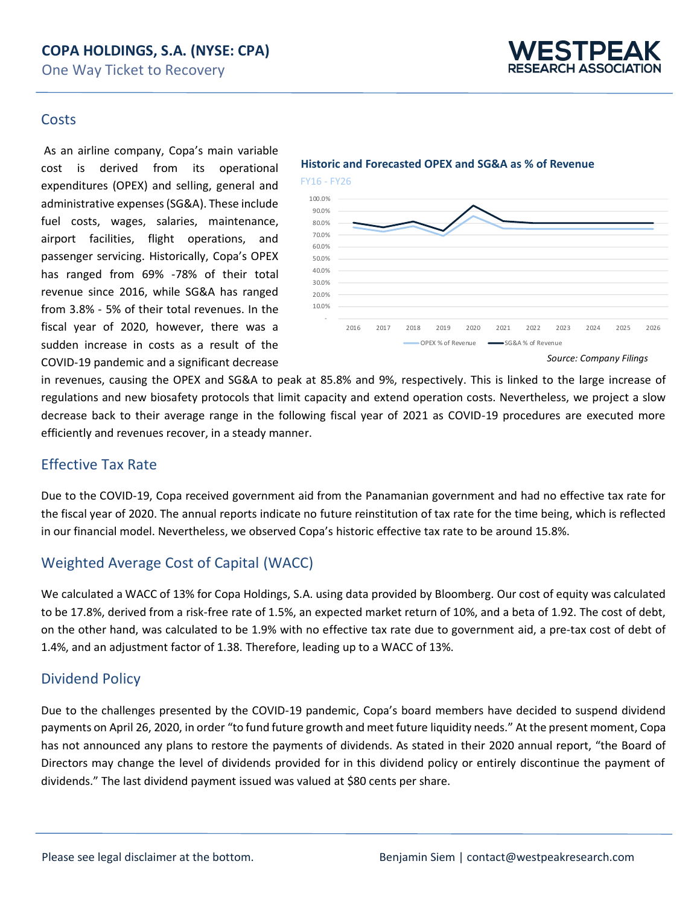## Costs

As an airline company, Copa's main variable cost is derived from its operational expenditures (OPEX) and selling, general and administrative expenses (SG&A). These include fuel costs, wages, salaries, maintenance, airport facilities, flight operations, and passenger servicing. Historically, Copa's OPEX has ranged from 69% -78% of their total revenue since 2016, while SG&A has ranged from 3.8% - 5% of their total revenues. In the fiscal year of 2020, however, there was a sudden increase in costs as a result of the COVID-19 pandemic and a significant decrease in revenues, causing the OPEX and SG&A to peak at 85.8% and 9%, respectively. This is linked to the large increase of regulations and new biosafety protocols that limit capacity and extend operation costs. Nevertheless, we project a slow decrease back to their average range in the following fiscal year of 2021 as COVID-19 procedures are executed more efficiently and revenues recover, in a steady manner.

**Historic and Forecasted OPEX and SG&A as % of Revenue**

FY16 - FY26

100.0%
90.0%
80.0%
70.0%
60.0%
50.0%
40.0%
30.0%
20.0%
10.0%
-

2016 2017 2018 2019 2020 2021 2022 2023 2024 2025 2026

OPEX % of Revenue
SG&A % of Revenue

*Source: Company Filings*

## Effective Tax Rate

Due to the COVID-19, Copa received government aid from the Panamanian government and had no effective tax rate for the fiscal year of 2020. The annual reports indicate no future reinstitution of tax rate for the time being, which is reflected in our financial model. Nevertheless, we observed Copa's historic effective tax rate to be around 15.8%.

## Weighted Average Cost of Capital (WACC)

We calculated a WACC of 13% for Copa Holdings, S.A. using data provided by Bloomberg. Our cost of equity was calculated to be 17.8%, derived from a risk-free rate of 1.5%, an expected market return of 10%, and a beta of 1.92. The cost of debt, on the other hand, was calculated to be 1.9% with no effective tax rate due to government aid, a pre-tax cost of debt of 1.4%, and an adjustment factor of 1.38. Therefore, leading up to a WACC of 13%.

## Dividend Policy

Due to the challenges presented by the COVID-19 pandemic, Copa's board members have decided to suspend dividend payments on April 26, 2020, in order "to fund future growth and meet future liquidity needs." At the present moment, Copa has not announced any plans to restore the payments of dividends. As stated in their 2020 annual report, "the Board of Directors may change the level of dividends provided for in this dividend policy or entirely discontinue the payment of dividends." The last dividend payment issued was valued at $80 cents per share.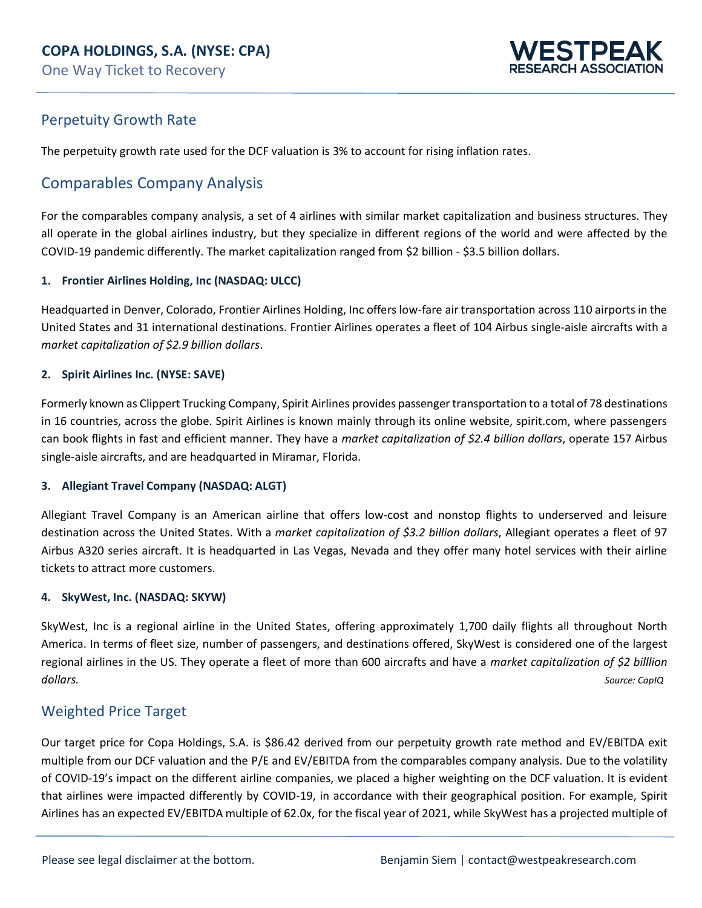## Perpetuity Growth Rate

The perpetuity growth rate used for the DCF valuation is 3% to account for rising inflation rates.

## Comparables Company Analysis

For the comparables company analysis, a set of 4 airlines with similar market capitalization and business structures. They all operate in the global airlines industry, but they specialize in different regions of the world and were affected by the COVID-19 pandemic differently. The market capitalization ranged from $2 billion - $3.5 billion dollars.

**1. Frontier Airlines Holding, Inc (NASDAQ: ULCC)**

Headquartered in Denver, Colorado, Frontier Airlines Holding, Inc offers low-fare air transportation across 110 airports in the United States and 31 international destinations. Frontier Airlines operates a fleet of 104 Airbus single-aisle aircrafts with a *market capitalization of $2.9 billion dollars*.

**2. Spirit Airlines Inc. (NYSE: SAVE)**

Formerly known as Clippert Trucking Company, Spirit Airlines provides passenger transportation to a total of 78 destinations in 16 countries, across the globe. Spirit Airlines is known mainly through its online website, spirit.com, where passengers can book flights in fast and efficient manner. They have a *market capitalization of $2.4 billion dollars*, operate 157 Airbus single-aisle aircrafts, and are headquarted in Miramar, Florida.

**3. Allegiant Travel Company (NASDAQ: ALGT)**

Allegiant Travel Company is an American airline that offers low-cost and nonstop flights to underserved and leisure destination across the United States. With a *market capitalization of $3.2 billion dollars*, Allegiant operates a fleet of 97 Airbus A320 series aircraft. It is headquarted in Las Vegas, Nevada and they offer many hotel services with their airline tickets to attract more customers.

**4. SkyWest, Inc. (NASDAQ: SKYW)**

SkyWest, Inc is a regional airline in the United States, offering approximately 1,700 daily flights all throughout North America. In terms of fleet size, number of passengers, and destinations offered, SkyWest is considered one of the largest regional airlines in the US. They operate a fleet of more than 600 aircrafts and have a *market capitalization of $2 billlion dollars.*

*Source: CapIQ*

## Weighted Price Target

Our target price for Copa Holdings, S.A. is $86.42 derived from our perpetuity growth rate method and EV/EBITDA exit multiple from our DCF valuation and the P/E and EV/EBITDA from the comparables company analysis. Due to the volatility of COVID-19's impact on the different airline companies, we placed a higher weighting on the DCF valuation. It is evident that airlines were impacted differently by COVID-19, in accordance with their geographical position. For example, Spirit Airlines has an expected EV/EBITDA multiple of 62.0x, for the fiscal year of 2021, while SkyWest has a projected multiple of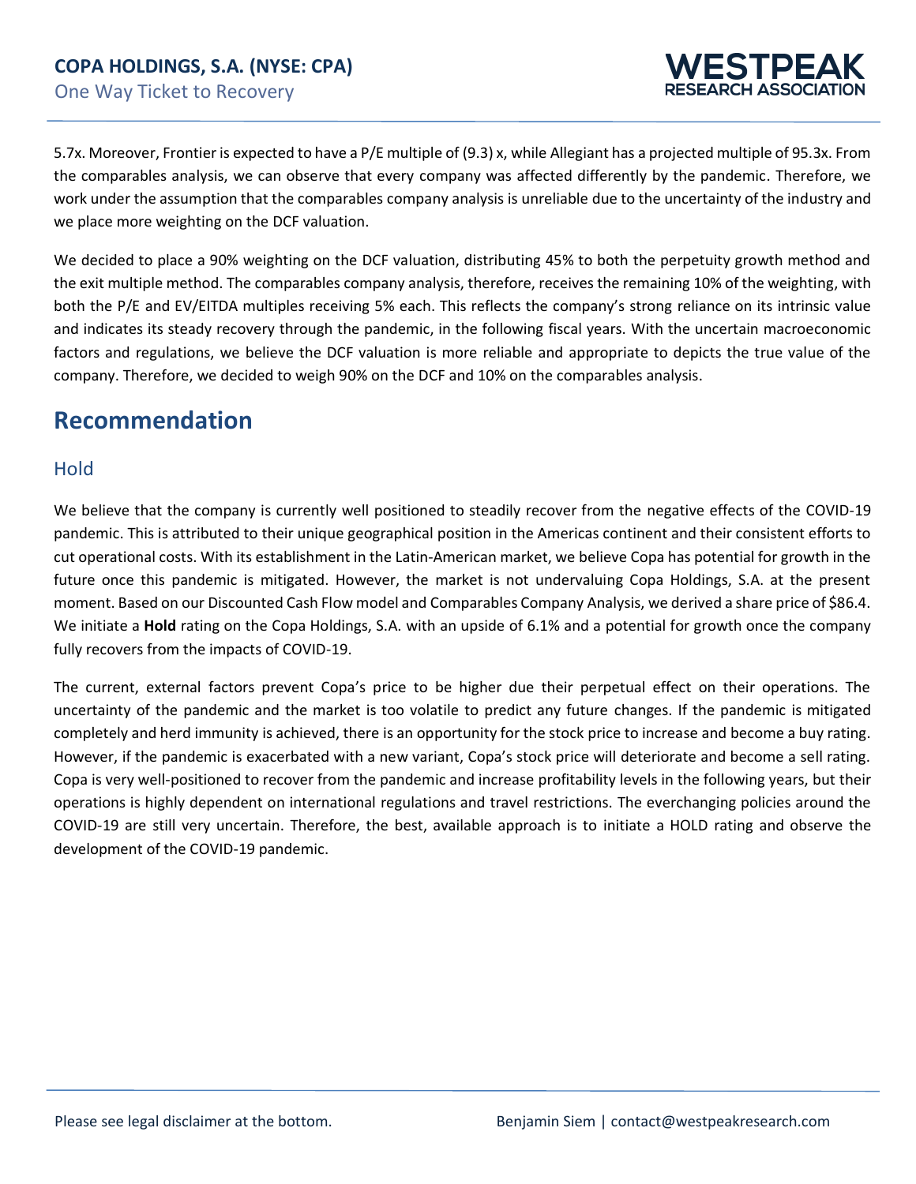5.7x. Moreover, Frontier is expected to have a P/E multiple of (9.3) x, while Allegiant has a projected multiple of 95.3x. From the comparables analysis, we can observe that every company was affected differently by the pandemic. Therefore, we work under the assumption that the comparables company analysis is unreliable due to the uncertainty of the industry and we place more weighting on the DCF valuation.

We decided to place a 90% weighting on the DCF valuation, distributing 45% to both the perpetuity growth method and the exit multiple method. The comparables company analysis, therefore, receives the remaining 10% of the weighting, with both the P/E and EV/EITDA multiples receiving 5% each. This reflects the company's strong reliance on its intrinsic value and indicates its steady recovery through the pandemic, in the following fiscal years. With the uncertain macroeconomic factors and regulations, we believe the DCF valuation is more reliable and appropriate to depicts the true value of the company. Therefore, we decided to weigh 90% on the DCF and 10% on the comparables analysis.

# Recommendation

## Hold

We believe that the company is currently well positioned to steadily recover from the negative effects of the COVID-19 pandemic. This is attributed to their unique geographical position in the Americas continent and their consistent efforts to cut operational costs. With its establishment in the Latin-American market, we believe Copa has potential for growth in the future once this pandemic is mitigated. However, the market is not undervaluing Copa Holdings, S.A. at the present moment. Based on our Discounted Cash Flow model and Comparables Company Analysis, we derived a share price of $86.4. We initiate a **Hold** rating on the Copa Holdings, S.A. with an upside of 6.1% and a potential for growth once the company fully recovers from the impacts of COVID-19.

The current, external factors prevent Copa's price to be higher due their perpetual effect on their operations. The uncertainty of the pandemic and the market is too volatile to predict any future changes. If the pandemic is mitigated completely and herd immunity is achieved, there is an opportunity for the stock price to increase and become a buy rating. However, if the pandemic is exacerbated with a new variant, Copa's stock price will deteriorate and become a sell rating. Copa is very well-positioned to recover from the pandemic and increase profitability levels in the following years, but their operations is highly dependent on international regulations and travel restrictions. The everchanging policies around the COVID-19 are still very uncertain. Therefore, the best, available approach is to initiate a HOLD rating and observe the development of the COVID-19 pandemic.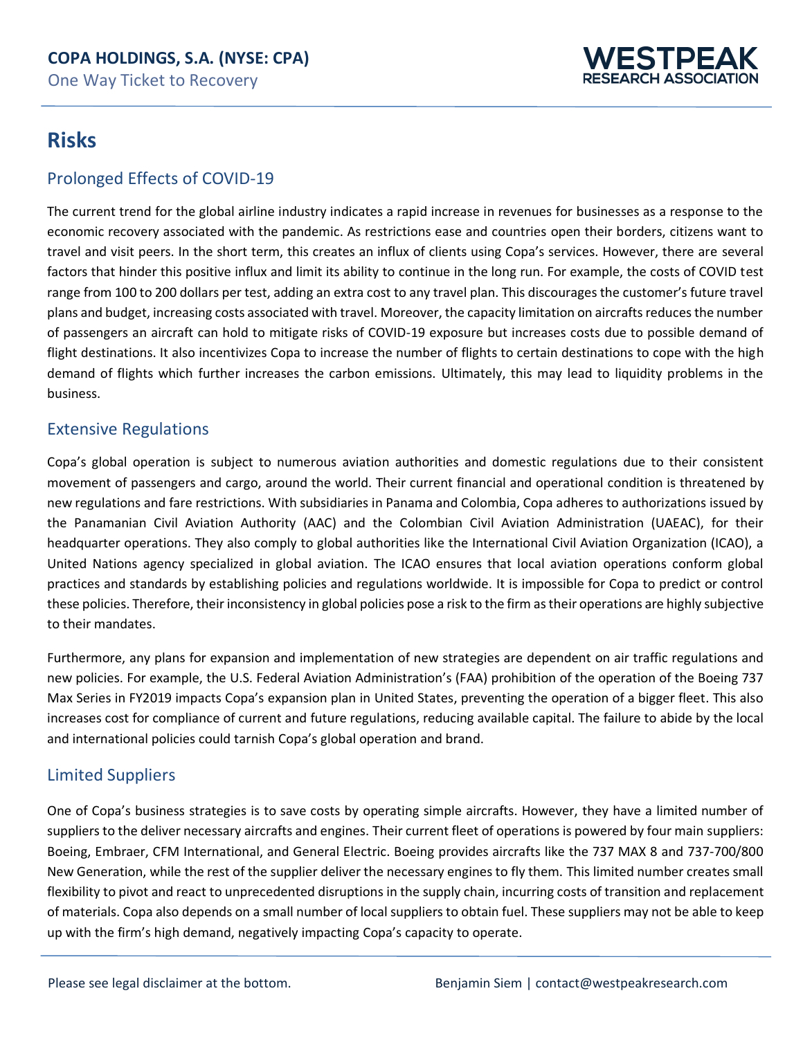# Risks

## Prolonged Effects of COVID-19

The current trend for the global airline industry indicates a rapid increase in revenues for businesses as a response to the economic recovery associated with the pandemic. As restrictions ease and countries open their borders, citizens want to travel and visit peers. In the short term, this creates an influx of clients using Copa's services. However, there are several factors that hinder this positive influx and limit its ability to continue in the long run. For example, the costs of COVID test range from 100 to 200 dollars per test, adding an extra cost to any travel plan. This discourages the customer's future travel plans and budget, increasing costs associated with travel. Moreover, the capacity limitation on aircrafts reduces the number of passengers an aircraft can hold to mitigate risks of COVID-19 exposure but increases costs due to possible demand of flight destinations. It also incentivizes Copa to increase the number of flights to certain destinations to cope with the high demand of flights which further increases the carbon emissions. Ultimately, this may lead to liquidity problems in the business.

## Extensive Regulations

Copa's global operation is subject to numerous aviation authorities and domestic regulations due to their consistent movement of passengers and cargo, around the world. Their current financial and operational condition is threatened by new regulations and fare restrictions. With subsidiaries in Panama and Colombia, Copa adheres to authorizations issued by the Panamanian Civil Aviation Authority (AAC) and the Colombian Civil Aviation Administration (UAEAC), for their headquarter operations. They also comply to global authorities like the International Civil Aviation Organization (ICAO), a United Nations agency specialized in global aviation. The ICAO ensures that local aviation operations conform global practices and standards by establishing policies and regulations worldwide. It is impossible for Copa to predict or control these policies. Therefore, their inconsistency in global policies pose a risk to the firm as their operations are highly subjective to their mandates.

Furthermore, any plans for expansion and implementation of new strategies are dependent on air traffic regulations and new policies. For example, the U.S. Federal Aviation Administration's (FAA) prohibition of the operation of the Boeing 737 Max Series in FY2019 impacts Copa's expansion plan in United States, preventing the operation of a bigger fleet. This also increases cost for compliance of current and future regulations, reducing available capital. The failure to abide by the local and international policies could tarnish Copa's global operation and brand.

## Limited Suppliers

One of Copa's business strategies is to save costs by operating simple aircrafts. However, they have a limited number of suppliers to the deliver necessary aircrafts and engines. Their current fleet of operations is powered by four main suppliers: Boeing, Embraer, CFM International, and General Electric. Boeing provides aircrafts like the 737 MAX 8 and 737-700/800 New Generation, while the rest of the supplier deliver the necessary engines to fly them. This limited number creates small flexibility to pivot and react to unprecedented disruptions in the supply chain, incurring costs of transition and replacement of materials. Copa also depends on a small number of local suppliers to obtain fuel. These suppliers may not be able to keep up with the firm's high demand, negatively impacting Copa's capacity to operate.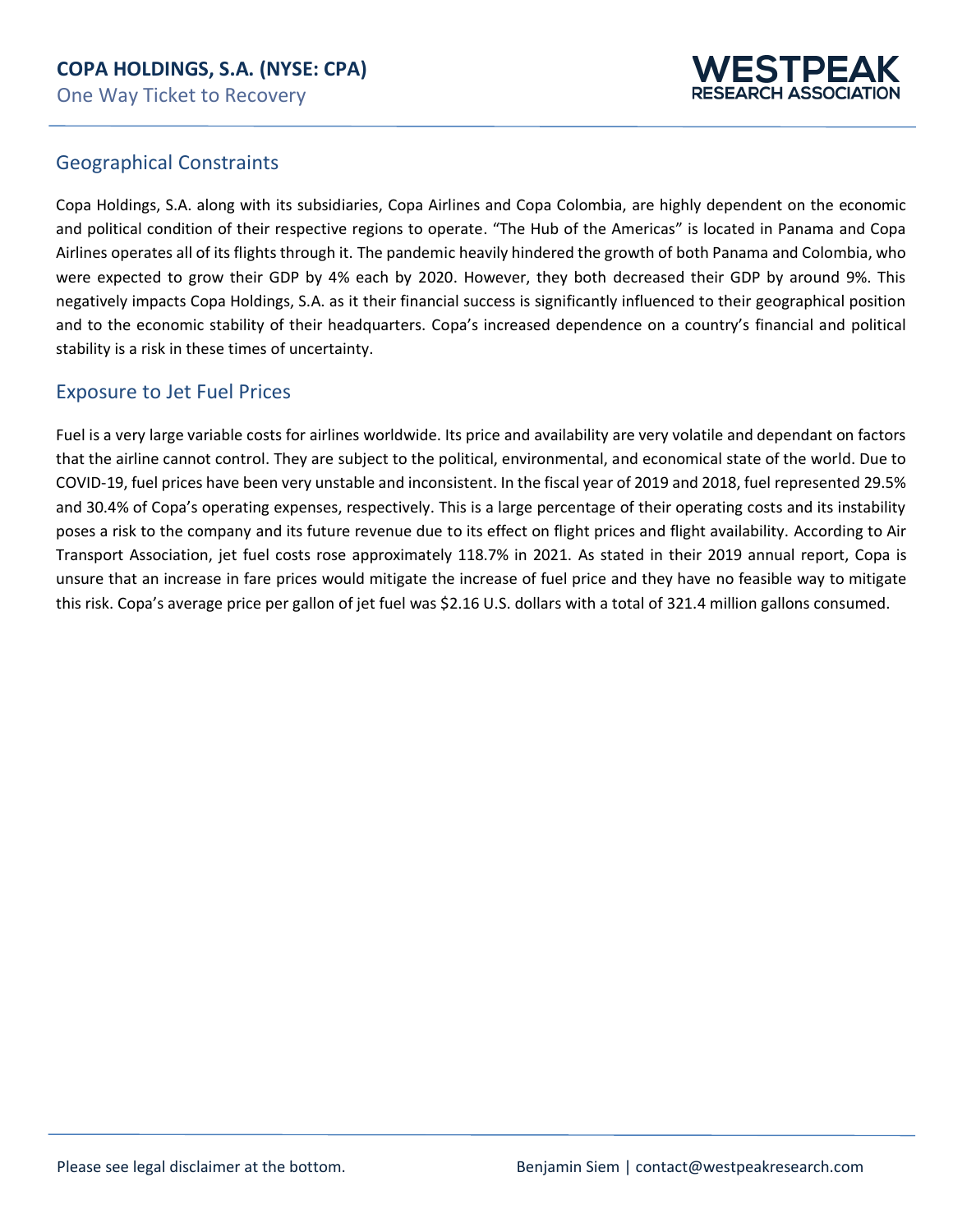## Geographical Constraints

Copa Holdings, S.A. along with its subsidiaries, Copa Airlines and Copa Colombia, are highly dependent on the economic and political condition of their respective regions to operate. "The Hub of the Americas" is located in Panama and Copa Airlines operates all of its flights through it. The pandemic heavily hindered the growth of both Panama and Colombia, who were expected to grow their GDP by 4% each by 2020. However, they both decreased their GDP by around 9%. This negatively impacts Copa Holdings, S.A. as it their financial success is significantly influenced to their geographical position and to the economic stability of their headquarters. Copa's increased dependence on a country's financial and political stability is a risk in these times of uncertainty.

## Exposure to Jet Fuel Prices

Fuel is a very large variable costs for airlines worldwide. Its price and availability are very volatile and dependant on factors that the airline cannot control. They are subject to the political, environmental, and economical state of the world. Due to COVID-19, fuel prices have been very unstable and inconsistent. In the fiscal year of 2019 and 2018, fuel represented 29.5% and 30.4% of Copa's operating expenses, respectively. This is a large percentage of their operating costs and its instability poses a risk to the company and its future revenue due to its effect on flight prices and flight availability. According to Air Transport Association, jet fuel costs rose approximately 118.7% in 2021. As stated in their 2019 annual report, Copa is unsure that an increase in fare prices would mitigate the increase of fuel price and they have no feasible way to mitigate this risk. Copa's average price per gallon of jet fuel was $2.16 U.S. dollars with a total of 321.4 million gallons consumed.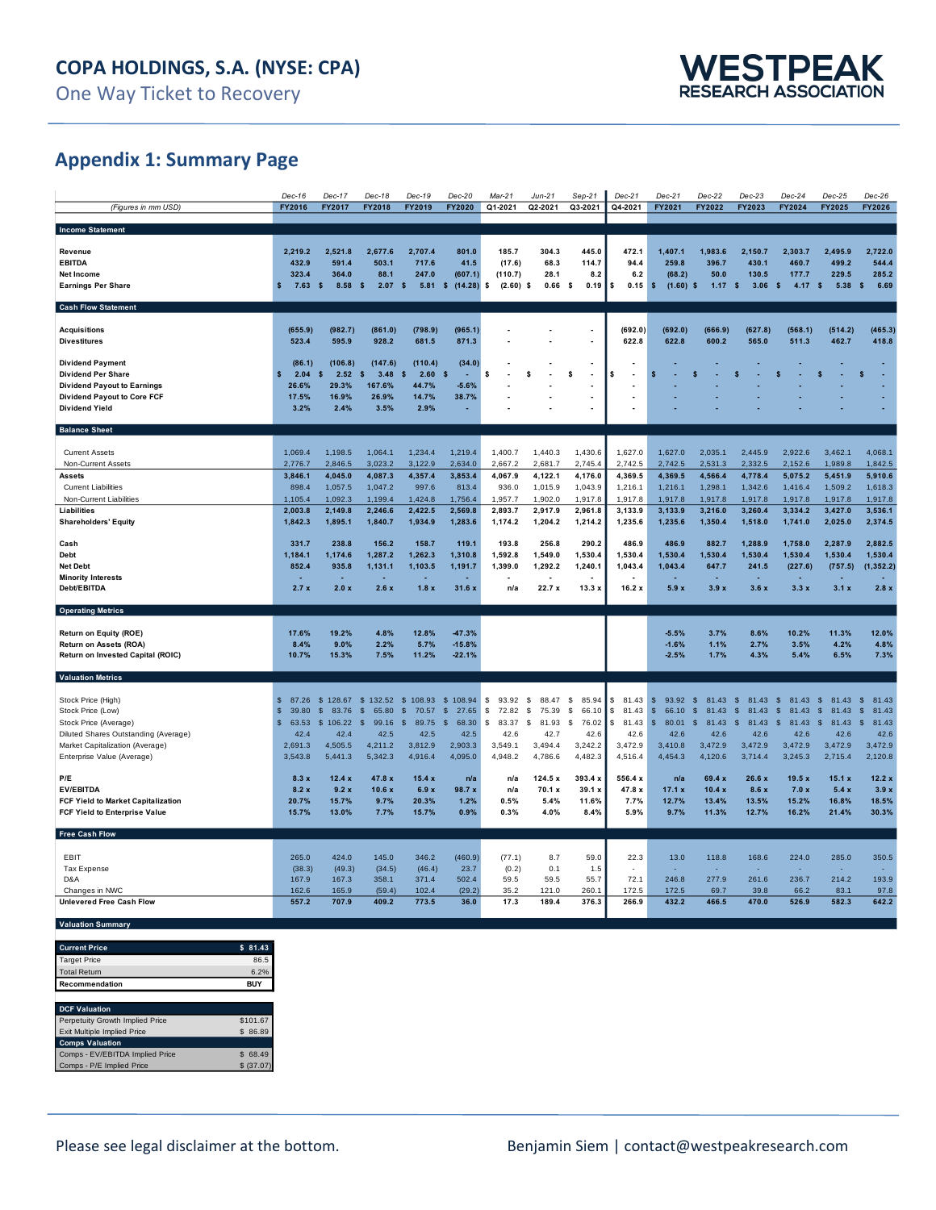## Appendix 1: Summary Page

| (Figures in mm USD) | Dec-16 FY2016 | Dec-17 FY2017 | Dec-18 FY2018 | Dec-19 FY2019 | Dec-20 FY2020 | Mar-21 Q1-2021 | Jun-21 Q2-2021 | Sep-21 Q3-2021 | Dec-21 Q4-2021 | Dec-21 FY2021 | Dec-22 FY2022 | Dec-23 FY2023 | Dec-24 FY2024 | Dec-25 FY2025 | Dec-26 FY2026 |
|---|---|---|---|---|---|---|---|---|---|---|---|---|---|---|---|
| **Income Statement** | | | | | | | | | | | | | | | |
| **Revenue** | 2,219.2 | 2,521.8 | 2,677.6 | 2,707.4 | 801.0 | 185.7 | 304.3 | 445.0 | 472.1 | 1,407.1 | 1,983.6 | 2,150.7 | 2,303.7 | 2,495.9 | 2,722.0 |
| **EBITDA** | 432.9 | 591.4 | 503.1 | 717.6 | 41.5 | (17.6) | 68.3 | 114.7 | 94.4 | 259.8 | 396.7 | 430.1 | 460.7 | 499.2 | 544.4 |
| **Net Income** | 323.4 | 364.0 | 88.1 | 247.0 | (607.1) | (110.7) | 28.1 | 8.2 | 6.2 | (68.2) | 50.0 | 130.5 | 177.7 | 229.5 | 285.2 |
| **Earnings Per Share** | $ 7.63 | $ 8.58 | $ 2.07 | $ 5.81 | $ (14.28) | $ (2.60) | $ 0.66 | $ 0.19 | $ 0.15 | $ (1.60) | $ 1.17 | $ 3.06 | $ 4.17 | $ 5.38 | $ 6.69 |
| **Cash Flow Statement** | | | | | | | | | | | | | | | |
| **Acquisitions** | (655.9) | (982.7) | (861.0) | (798.9) | (965.1) | - | - | - | (692.0) | (692.0) | (666.9) | (627.8) | (568.1) | (514.2) | (465.3) |
| **Divestitures** | 523.4 | 595.9 | 928.2 | 681.5 | 871.3 | - | - | - | 622.8 | 622.8 | 600.2 | 565.0 | 511.3 | 462.7 | 418.8 |
| **Dividend Payment** | (86.1) | (106.8) | (147.6) | (110.4) | (34.0) | - | - | - | - | - | - | - | - | - | - |
| **Dividend Per Share** | $ 2.04 | $ 2.52 | $ 3.48 | $ 2.60 | $ - | $ - | $ - | $ - | $ - | $ - | $ - | $ - | $ - | $ - | $ - |
| **Dividend Payout to Earnings** | 26.6% | 29.3% | 167.6% | 44.7% | -5.6% | - | - | - | - | - | - | - | - | - | - |
| **Dividend Payout to Core FCF** | 17.5% | 16.9% | 26.9% | 14.7% | 38.7% | - | - | - | - | - | - | - | - | - | - |
| **Dividend Yield** | 3.2% | 2.4% | 3.5% | 2.9% | - | - | - | - | - | - | - | - | - | - | - |
| **Balance Sheet** | | | | | | | | | | | | | | | |
| Current Assets | 1,069.4 | 1,198.5 | 1,064.1 | 1,234.4 | 1,219.4 | 1,400.7 | 1,440.3 | 1,430.6 | 1,627.0 | 1,627.0 | 2,035.1 | 2,445.9 | 2,922.6 | 3,462.1 | 4,068.1 |
| Non-Current Assets | 2,776.7 | 2,846.5 | 3,023.2 | 3,122.9 | 2,634.0 | 2,667.2 | 2,681.7 | 2,745.4 | 2,742.5 | 2,742.5 | 2,531.3 | 2,332.5 | 2,152.6 | 1,989.8 | 1,842.5 |
| **Assets** | 3,846.1 | 4,045.0 | 4,087.3 | 4,357.4 | 3,853.4 | 4,067.9 | 4,122.1 | 4,176.0 | 4,369.5 | 4,369.5 | 4,566.4 | 4,778.4 | 5,075.2 | 5,451.9 | 5,910.6 |
| Current Liabilities | 898.4 | 1,057.5 | 1,047.2 | 997.6 | 813.4 | 936.0 | 1,015.9 | 1,043.9 | 1,216.1 | 1,216.1 | 1,298.1 | 1,342.6 | 1,416.4 | 1,509.2 | 1,618.3 |
| Non-Current Liabilities | 1,105.4 | 1,092.3 | 1,199.4 | 1,424.8 | 1,756.4 | 1,957.7 | 1,902.0 | 1,917.8 | 1,917.8 | 1,917.8 | 1,917.8 | 1,917.8 | 1,917.8 | 1,917.8 | 1,917.8 |
| **Liabilities** | 2,003.8 | 2,149.8 | 2,246.6 | 2,422.5 | 2,569.8 | 2,893.7 | 2,917.9 | 2,961.8 | 3,133.9 | 3,133.9 | 3,216.0 | 3,260.4 | 3,334.2 | 3,427.0 | 3,536.1 |
| **Shareholders' Equity** | 1,842.3 | 1,895.1 | 1,840.7 | 1,934.9 | 1,283.6 | 1,174.2 | 1,204.2 | 1,214.2 | 1,235.6 | 1,235.6 | 1,350.4 | 1,518.0 | 1,741.0 | 2,025.0 | 2,374.5 |
| **Cash** | 331.7 | 238.8 | 156.2 | 158.7 | 119.1 | 193.8 | 256.8 | 290.2 | 486.9 | 486.9 | 882.7 | 1,288.9 | 1,758.0 | 2,287.9 | 2,882.5 |
| **Debt** | 1,184.1 | 1,174.6 | 1,287.2 | 1,262.3 | 1,310.8 | 1,592.8 | 1,549.0 | 1,530.4 | 1,530.4 | 1,530.4 | 1,530.4 | 1,530.4 | 1,530.4 | 1,530.4 | 1,530.4 |
| **Net Debt** | 852.4 | 935.8 | 1,131.1 | 1,103.5 | 1,191.7 | 1,399.0 | 1,292.2 | 1,240.1 | 1,043.4 | 1,043.4 | 647.7 | 241.5 | (227.6) | (757.5) | (1,352.2) |
| **Minority Interests** | - | - | - | - | - | - | - | - | - | - | - | - | - | - | - |
| **Debt/EBITDA** | 2.7 x | 2.0 x | 2.6 x | 1.8 x | 31.6 x | n/a | 22.7 x | 13.3 x | 16.2 x | 5.9 x | 3.9 x | 3.6 x | 3.3 x | 3.1 x | 2.8 x |
| **Operating Metrics** | | | | | | | | | | | | | | | |
| **Return on Equity (ROE)** | 17.6% | 19.2% | 4.8% | 12.8% | -47.3% | | | | | -5.5% | 3.7% | 8.6% | 10.2% | 11.3% | 12.0% |
| **Return on Assets (ROA)** | 8.4% | 9.0% | 2.2% | 5.7% | -15.8% | | | | | -1.6% | 1.1% | 2.7% | 3.5% | 4.2% | 4.8% |
| **Return on Invested Capital (ROIC)** | 10.7% | 15.3% | 7.5% | 11.2% | -22.1% | | | | | -2.5% | 1.7% | 4.3% | 5.4% | 6.5% | 7.3% |
| **Valuation Metrics** | | | | | | | | | | | | | | | |
| Stock Price (High) | $ 87.26 | $ 128.67 | $ 132.52 | $ 108.93 | $ 108.94 | $ 93.92 | $ 88.47 | $ 85.94 | $ 81.43 | $ 93.92 | $ 81.43 | $ 81.43 | $ 81.43 | $ 81.43 | $ 81.43 |
| Stock Price (Low) | $ 39.80 | $ 83.76 | $ 65.80 | $ 70.57 | $ 27.65 | $ 72.82 | $ 75.39 | $ 66.10 | $ 81.43 | $ 66.10 | $ 81.43 | $ 81.43 | $ 81.43 | $ 81.43 | $ 81.43 |
| Stock Price (Average) | $ 63.53 | $ 106.22 | $ 99.16 | $ 89.75 | $ 68.30 | $ 83.37 | $ 81.93 | $ 76.02 | $ 81.43 | $ 80.01 | $ 81.43 | $ 81.43 | $ 81.43 | $ 81.43 | $ 81.43 |
| Diluted Shares Outstanding (Average) | 42.4 | 42.4 | 42.5 | 42.5 | 42.5 | 42.6 | 42.7 | 42.6 | 42.6 | 42.6 | 42.6 | 42.6 | 42.6 | 42.6 | 42.6 |
| Market Capitalization (Average) | 2,691.3 | 4,505.5 | 4,211.2 | 3,812.9 | 2,903.3 | 3,549.1 | 3,494.4 | 3,242.2 | 3,472.9 | 3,410.8 | 3,472.9 | 3,472.9 | 3,472.9 | 3,472.9 | 3,472.9 |
| Enterprise Value (Average) | 3,543.8 | 5,441.3 | 5,342.3 | 4,916.4 | 4,095.0 | 4,948.2 | 4,786.6 | 4,482.3 | 4,516.4 | 4,454.3 | 4,120.6 | 3,714.4 | 3,245.3 | 2,715.4 | 2,120.8 |
| **P/E** | 8.3 x | 12.4 x | 47.8 x | 15.4 x | n/a | n/a | 124.5 x | 393.4 x | 556.4 x | n/a | 69.4 x | 26.6 x | 19.5 x | 15.1 x | 12.2 x |
| **EV/EBITDA** | 8.2 x | 9.2 x | 10.6 x | 6.9 x | 98.7 x | n/a | 70.1 x | 39.1 x | 47.8 x | 17.1 x | 10.4 x | 8.6 x | 7.0 x | 5.4 x | 3.9 x |
| **FCF Yield to Market Capitalization** | 20.7% | 15.7% | 9.7% | 20.3% | 1.2% | 0.5% | 5.4% | 11.6% | 7.7% | 12.7% | 13.4% | 13.5% | 15.2% | 16.8% | 18.5% |
| **FCF Yield to Enterprise Value** | 15.7% | 13.0% | 7.7% | 15.7% | 0.9% | 0.3% | 4.0% | 8.4% | 5.9% | 9.7% | 11.3% | 12.7% | 16.2% | 21.4% | 30.3% |
| **Free Cash Flow** | | | | | | | | | | | | | | | |
| EBIT | 265.0 | 424.0 | 145.0 | 346.2 | (460.9) | (77.1) | 8.7 | 59.0 | 22.3 | 13.0 | 118.8 | 168.6 | 224.0 | 285.0 | 350.5 |
| Tax Expense | (38.3) | (49.3) | (34.5) | (46.4) | 23.7 | (0.2) | 0.1 | 1.5 | - | - | - | - | - | - | - |
| D&A | 167.9 | 167.3 | 358.1 | 371.4 | 502.4 | 59.5 | 59.5 | 55.7 | 72.1 | 246.8 | 277.9 | 261.6 | 236.7 | 214.2 | 193.9 |
| Changes in NWC | 162.6 | 165.9 | (59.4) | 102.4 | (29.2) | 35.2 | 121.0 | 260.1 | 172.5 | 172.5 | 69.7 | 39.8 | 66.2 | 83.1 | 97.8 |
| **Unlevered Free Cash Flow** | 557.2 | 707.9 | 409.2 | 773.5 | 36.0 | 17.3 | 189.4 | 376.3 | 266.9 | 432.2 | 466.5 | 470.0 | 526.9 | 582.3 | 642.2 |

**Valuation Summary**

| **Current Price** | **$ 81.43** |
|---|---|
| Target Price | 86.5 |
| Total Return | 6.2% |
| **Recommendation** | **BUY** |

| **DCF Valuation** | |
|---|---|
| Perpetuity Growth Implied Price | $101.67 |
| Exit Multiple Implied Price | $ 86.89 |
| **Comps Valuation** | |
| Comps - EV/EBITDA Implied Price | $ 68.49 |
| Comps - P/E Implied Price | $ (37.07) |

Please see legal disclaimer at the bottom. Benjamin Siem | contact@westpeakresearch.com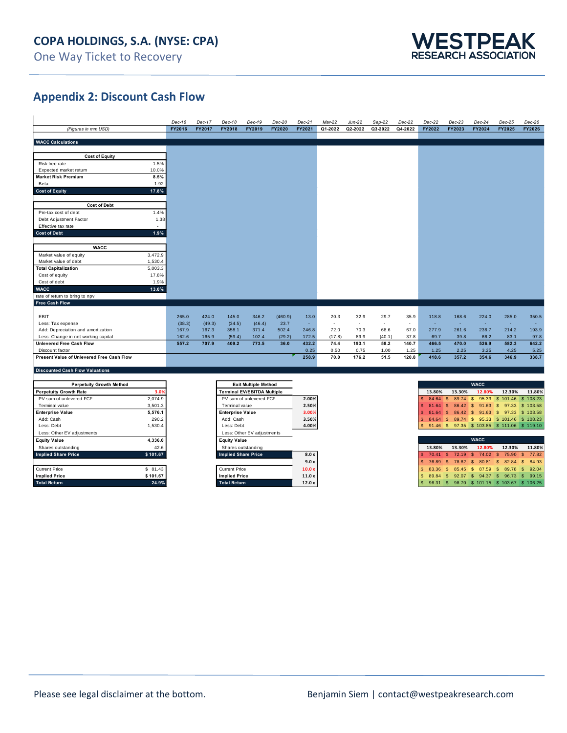## Appendix 2: Discount Cash Flow

| (Figures in mm USD) | Dec-16 FY2016 | Dec-17 FY2017 | Dec-18 FY2018 | Dec-19 FY2019 | Dec-20 FY2020 | Dec-21 FY2021 | Mar-22 Q1-2022 | Jun-22 Q2-2022 | Sep-22 Q3-2022 | Dec-22 Q4-2022 | Dec-22 FY2022 | Dec-23 FY2023 | Dec-24 FY2024 | Dec-25 FY2025 | Dec-26 FY2026 |
|---|---|---|---|---|---|---|---|---|---|---|---|---|---|---|---|
| **Free Cash Flow** | | | | | | | | | | | | | | | |
| EBIT | 265.0 | 424.0 | 145.0 | 346.2 | (460.9) | 13.0 | 20.3 | 32.9 | 29.7 | 35.9 | 118.8 | 168.6 | 224.0 | 285.0 | 350.5 |
| Less: Tax expense | (38.3) | (49.3) | (34.5) | (46.4) | 23.7 | - | - | - | - | - | - | - | - | - | - |
| Add: Depreciation and amortization | 167.9 | 167.3 | 358.1 | 371.4 | 502.4 | 246.8 | 72.0 | 70.3 | 68.6 | 67.0 | 277.9 | 261.6 | 236.7 | 214.2 | 193.9 |
| Less: Change in net working capital | 162.6 | 165.9 | (59.4) | 102.4 | (29.2) | 172.5 | (17.8) | 89.9 | (40.1) | 37.8 | 69.7 | 39.8 | 66.2 | 83.1 | 97.8 |
| **Unlevered Free Cash Flow** | **557.2** | **707.9** | **409.2** | **773.5** | **36.0** | **432.2** | **74.4** | **193.1** | **58.2** | **140.7** | **466.5** | **470.0** | **526.9** | **582.3** | **642.2** |
| Discount factor | | | | | | 0.25 | 0.50 | 0.75 | 1.00 | 1.25 | 1.25 | 2.25 | 3.25 | 4.25 | 5.25 |
| **Present Value of Unlevered Free Cash Flow** | | | | | | **258.9** | **70.0** | **176.2** | **51.5** | **120.8** | **418.6** | **357.2** | **354.6** | **346.9** | **338.7** |

**WACC Calculations**

| Cost of Equity | |
|---|---|
| Risk-free rate | 1.5% |
| Expected market return | 10.0% |
| **Market Risk Premium** | **8.5%** |
| Beta | 1.92 |
| **Cost of Equity** | **17.8%** |

| Cost of Debt | |
|---|---|
| Pre-tax cost of debt | 1.4% |
| Debt Adjustment Factor | 1.38 |
| Effective tax rate | - |
| **Cost of Debt** | **1.9%** |

| WACC | |
|---|---|
| Market value of equity | 3,472.9 |
| Market value of debt | 1,530.4 |
| **Total Capitalization** | **5,003.3** |
| Cost of equity | 17.8% |
| Cost of debt | 1.9% |
| **WACC** | **13.0%** |
| rate of return to bring to npv | |

**Discounted Cash Flow Valuations**

| Perpetuity Growth Method | |
|---|---|
| **Perpetuity Growth Rate** | **3.0%** |
| PV sum of unlevered FCF | 2,074.9 |
| Terminal value | 3,501.3 |
| **Enterprise Value** | **5,576.1** |
| Add: Cash | 290.2 |
| Less: Debt | 1,530.4 |
| Less: Other EV adjustments | |
| **Equity Value** | **4,336.0** |
| Shares outstanding | 42.6 |
| **Implied Share Price** | **$ 101.67** |
| | |
| Current Price | $ 81.43 |
| **Implied Price** | **$ 101.67** |
| **Total Return** | **24.9%** |

| Exit Multiple Method | |
|---|---|
| **Terminal EV/EBITDA Multiple** | |
| PV sum of unlevered FCF | |
| Terminal value | |
| **Enterprise Value** | |
| Add: Cash | |
| Less: Debt | |
| Less: Other EV adjustments | |
| **Equity Value** | |
| Shares outstanding | |
| **Implied Share Price** | |
| | |
| Current Price | |
| **Implied Price** | |
| **Total Return** | |

| Perpetuity Growth Rate \ WACC | 13.80% | 13.30% | 12.80% | 12.30% | 11.80% |
|---|---|---|---|---|---|
| 2.00% | $ 84.64 | $ 89.74 | $ 95.33 | $ 101.46 | $ 108.23 |
| 2.50% | $ 81.64 | $ 86.42 | $ 91.63 | $ 97.33 | $ 103.58 |
| 3.00% | $ 81.64 | $ 86.42 | $ 91.63 | $ 97.33 | $ 103.58 |
| 3.50% | $ 84.64 | $ 89.74 | $ 95.33 | $ 101.46 | $ 108.23 |
| 4.00% | $ 91.46 | $ 97.35 | $ 103.85 | $ 111.06 | $ 119.10 |

| Terminal Multiple \ WACC | 13.80% | 13.30% | 12.80% | 12.30% | 11.80% |
|---|---|---|---|---|---|
| 8.0 x | $ 70.41 | $ 72.19 | $ 74.02 | $ 75.90 | $ 77.82 |
| 9.0 x | $ 76.89 | $ 78.82 | $ 80.81 | $ 82.84 | $ 84.93 |
| 10.0 x | $ 83.36 | $ 85.45 | $ 87.59 | $ 89.78 | $ 92.04 |
| 11.0 x | $ 89.84 | $ 92.07 | $ 94.37 | $ 96.73 | $ 99.15 |
| 12.0 x | $ 96.31 | $ 98.70 | $ 101.15 | $ 103.67 | $ 106.25 |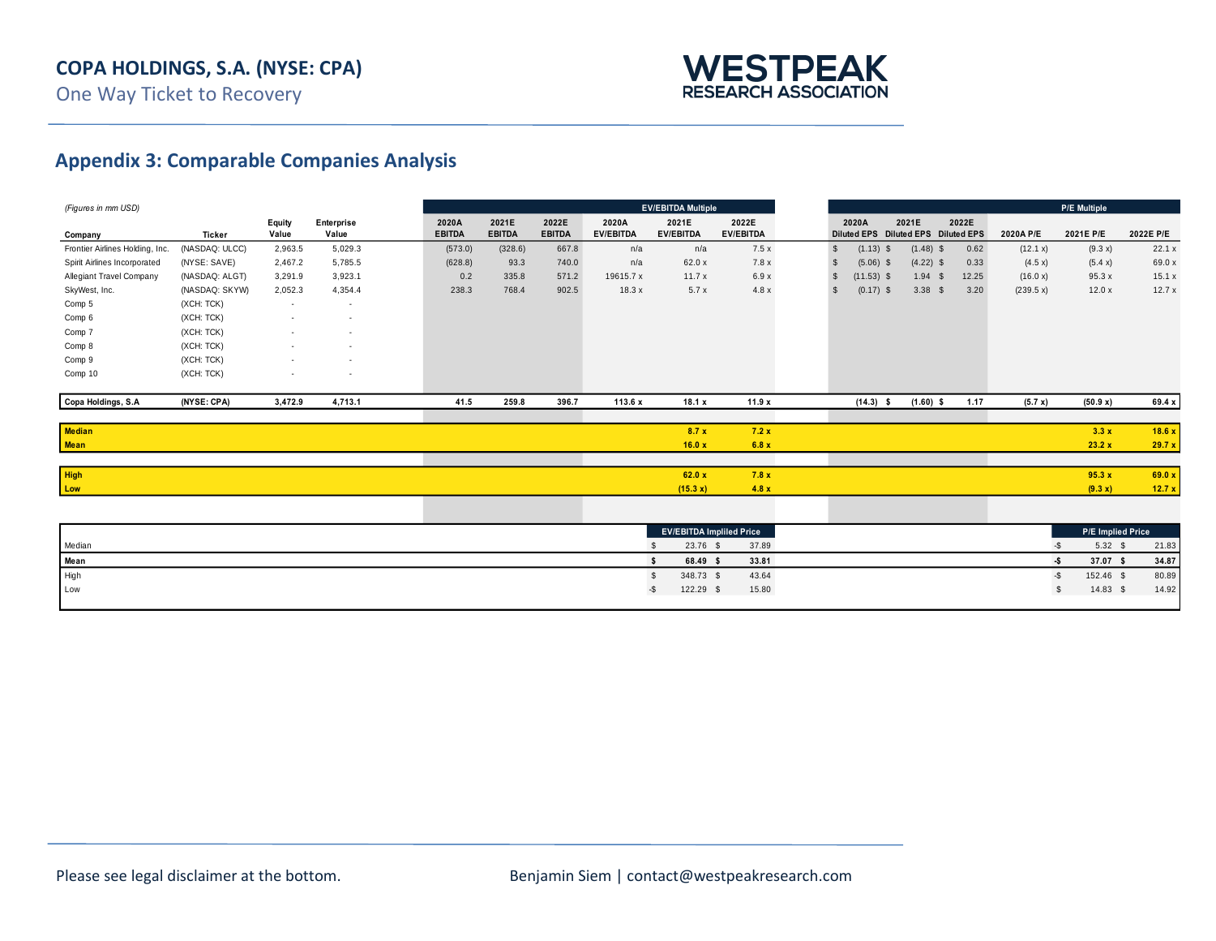## Appendix 3: Comparable Companies Analysis

*(Figures in mm USD)*

| Company | Ticker | Equity Value | Enterprise Value | 2020A EBITDA | 2021E EBITDA | 2022E EBITDA | 2020A EV/EBITDA | 2021E EV/EBITDA | 2022E EV/EBITDA | 2020A Diluted EPS | 2021E Diluted EPS | 2022E Diluted EPS | 2020A P/E | 2021E P/E | 2022E P/E |
|---|---|---|---|---|---|---|---|---|---|---|---|---|---|---|---|
| | | | | EV/EBITDA Multiple | | | | | | P/E Multiple | | | | | |
| Frontier Airlines Holding, Inc. | (NASDAQ: ULCC) | 2,963.5 | 5,029.3 | (573.0) | (328.6) | 667.8 | n/a | n/a | 7.5 x | $ (1.13) | $ (1.48) | $ 0.62 | (12.1 x) | (9.3 x) | 22.1 x |
| Spirit Airlines Incorporated | (NYSE: SAVE) | 2,467.2 | 5,785.5 | (628.8) | 93.3 | 740.0 | n/a | 62.0 x | 7.8 x | $ (5.06) | $ (4.22) | $ 0.33 | (4.5 x) | (5.4 x) | 69.0 x |
| Allegiant Travel Company | (NASDAQ: ALGT) | 3,291.9 | 3,923.1 | 0.2 | 335.8 | 571.2 | 19615.7 x | 11.7 x | 6.9 x | $ (11.53) | $ 1.94 | $ 12.25 | (16.0 x) | 95.3 x | 15.1 x |
| SkyWest, Inc. | (NASDAQ: SKYW) | 2,052.3 | 4,354.4 | 238.3 | 768.4 | 902.5 | 18.3 x | 5.7 x | 4.8 x | $ (0.17) | $ 3.38 | $ 3.20 | (239.5 x) | 12.0 x | 12.7 x |
| Comp 5 | (XCH: TCK) | - | - | | | | | | | | | | | | |
| Comp 6 | (XCH: TCK) | - | - | | | | | | | | | | | | |
| Comp 7 | (XCH: TCK) | - | - | | | | | | | | | | | | |
| Comp 8 | (XCH: TCK) | - | - | | | | | | | | | | | | |
| Comp 9 | (XCH: TCK) | - | - | | | | | | | | | | | | |
| Comp 10 | (XCH: TCK) | - | - | | | | | | | | | | | | |
| **Copa Holdings, S.A** | **(NYSE: CPA)** | **3,472.9** | **4,713.1** | **41.5** | **259.8** | **396.7** | **113.6 x** | **18.1 x** | **11.9 x** | **(14.3)** | **$ (1.60)** | **$ 1.17** | **(5.7 x)** | **(50.9 x)** | **69.4 x** |
| **Median** | | | | | | | | **8.7 x** | **7.2 x** | | | | | **3.3 x** | **18.6 x** |
| **Mean** | | | | | | | | **16.0 x** | **6.8 x** | | | | | **23.2 x** | **29.7 x** |
| **High** | | | | | | | | **62.0 x** | **7.8 x** | | | | | **95.3 x** | **69.0 x** |
| **Low** | | | | | | | | **(15.3 x)** | **4.8 x** | | | | | **(9.3 x)** | **12.7 x** |

| | EV/EBITDA Implied Price | | P/E Implied Price | |
|---|---|---|---|---|
| Median | $ 23.76 | $ 37.89 | -$ 5.32 | $ 21.83 |
| **Mean** | **$ 68.49** | **$ 33.81** | **-$ 37.07** | **$ 34.87** |
| High | $ 348.73 | $ 43.64 | -$ 152.46 | $ 80.89 |
| Low | -$ 122.29 | $ 15.80 | $ 14.83 | $ 14.92 |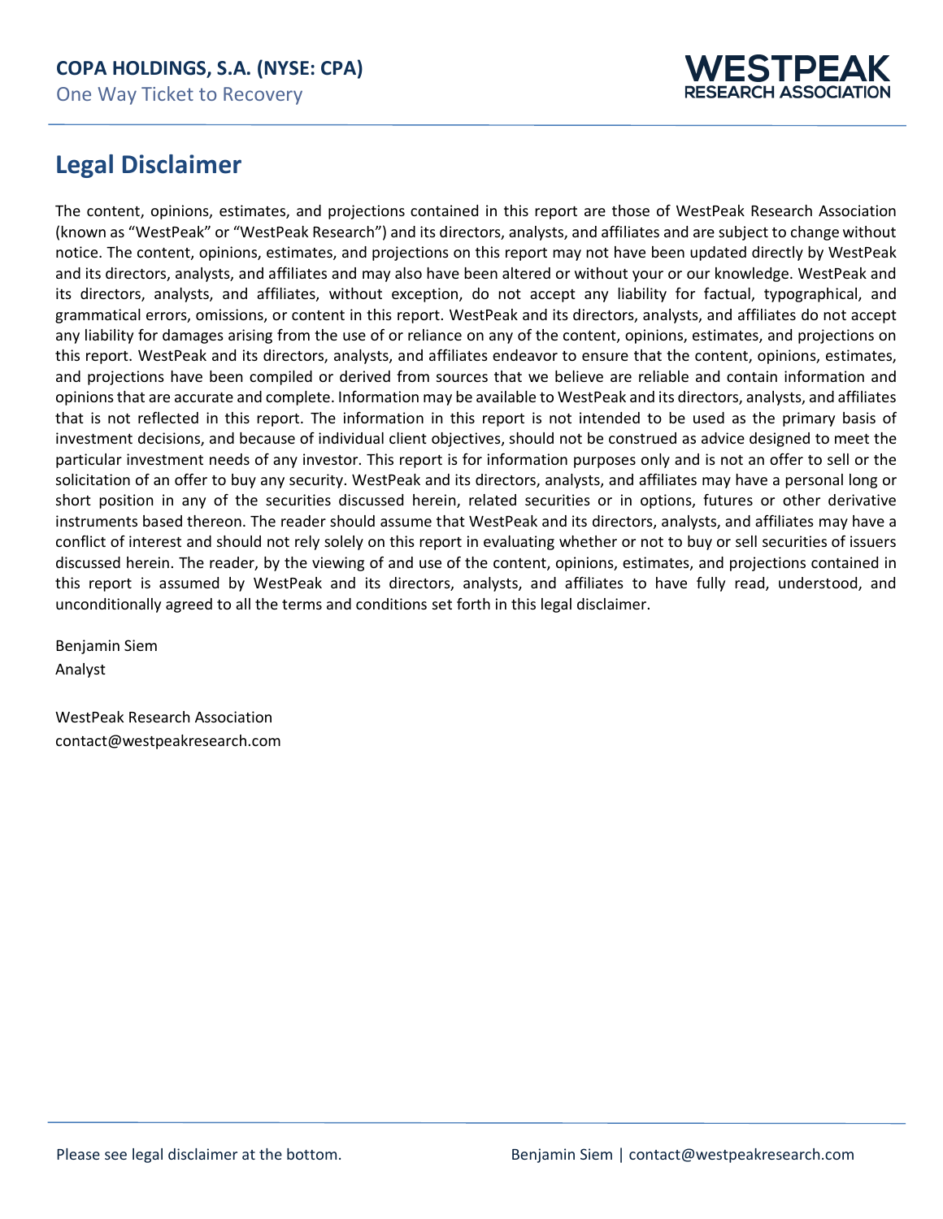## Legal Disclaimer

The content, opinions, estimates, and projections contained in this report are those of WestPeak Research Association (known as "WestPeak" or "WestPeak Research") and its directors, analysts, and affiliates and are subject to change without notice. The content, opinions, estimates, and projections on this report may not have been updated directly by WestPeak and its directors, analysts, and affiliates and may also have been altered or without your or our knowledge. WestPeak and its directors, analysts, and affiliates, without exception, do not accept any liability for factual, typographical, and grammatical errors, omissions, or content in this report. WestPeak and its directors, analysts, and affiliates do not accept any liability for damages arising from the use of or reliance on any of the content, opinions, estimates, and projections on this report. WestPeak and its directors, analysts, and affiliates endeavor to ensure that the content, opinions, estimates, and projections have been compiled or derived from sources that we believe are reliable and contain information and opinions that are accurate and complete. Information may be available to WestPeak and its directors, analysts, and affiliates that is not reflected in this report. The information in this report is not intended to be used as the primary basis of investment decisions, and because of individual client objectives, should not be construed as advice designed to meet the particular investment needs of any investor. This report is for information purposes only and is not an offer to sell or the solicitation of an offer to buy any security. WestPeak and its directors, analysts, and affiliates may have a personal long or short position in any of the securities discussed herein, related securities or in options, futures or other derivative instruments based thereon. The reader should assume that WestPeak and its directors, analysts, and affiliates may have a conflict of interest and should not rely solely on this report in evaluating whether or not to buy or sell securities of issuers discussed herein. The reader, by the viewing of and use of the content, opinions, estimates, and projections contained in this report is assumed by WestPeak and its directors, analysts, and affiliates to have fully read, understood, and unconditionally agreed to all the terms and conditions set forth in this legal disclaimer.

Benjamin Siem
Analyst

WestPeak Research Association
contact@westpeakresearch.com